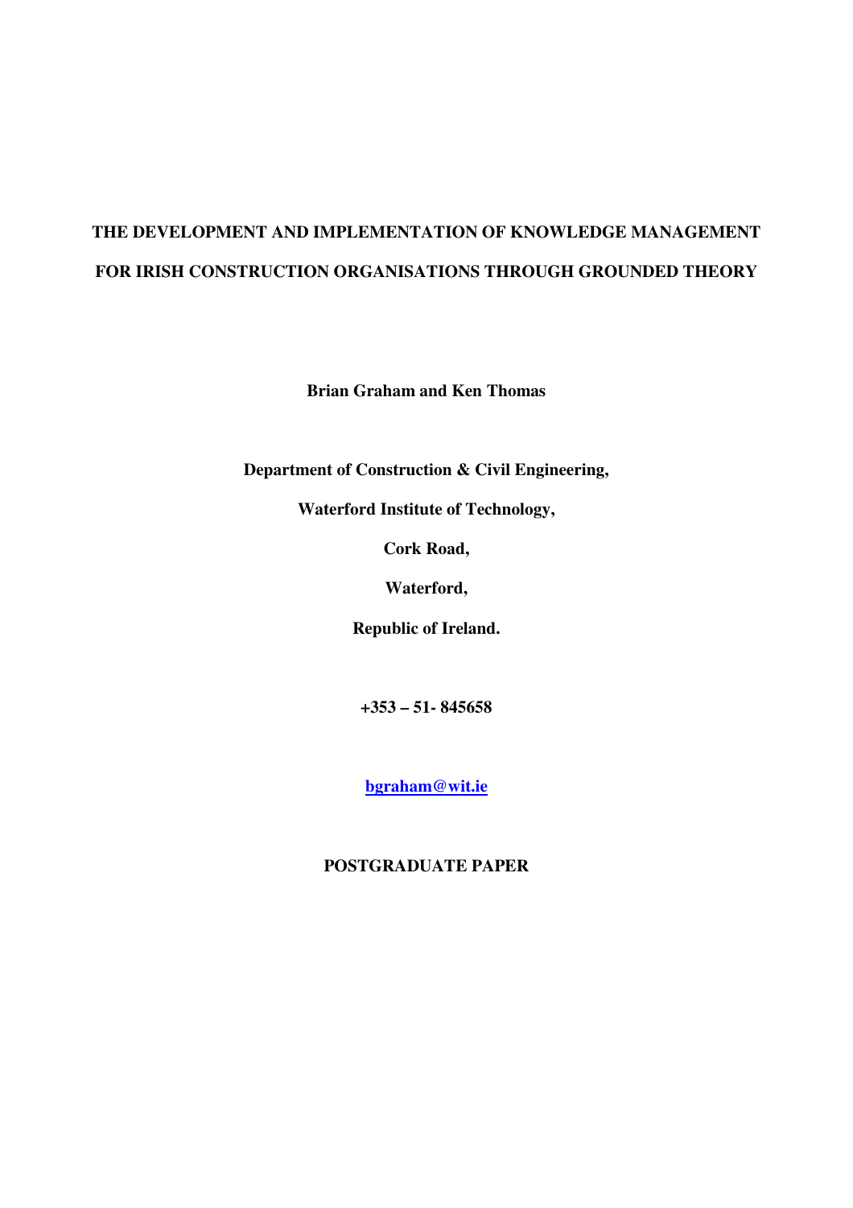# THE DEVELOPMENT AND IMPLEMENTATION OF KNOWLEDGE MANAGEMENT FOR IRISH CONSTRUCTION ORGANISATIONS THROUGH GROUNDED THEORY

**Brian Graham and Ken Thomas**

**Department of Construction & Civil Engineering,**

**Waterford Institute of Technology,**

**Cork Road,**

**Waterford,**

**Republic of Ireland.**

**+353 – 51- 845658**

**bgraham@wit.ie**

**POSTGRADUATE PAPER**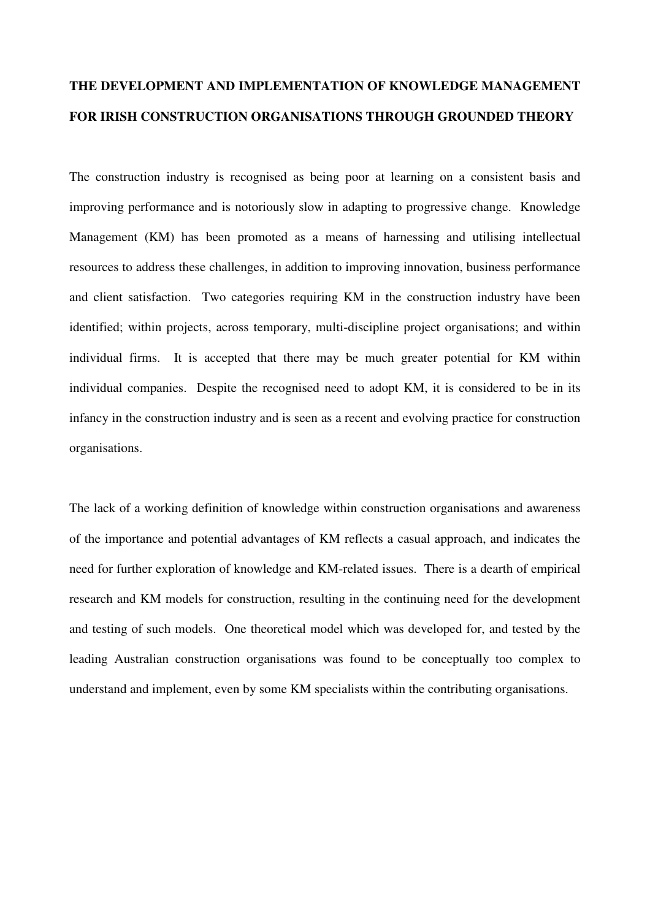# THE DEVELOPMENT AND IMPLEMENTATION OF KNOWLEDGE MANAGEMENT FOR IRISH CONSTRUCTION ORGANISATIONS THROUGH GROUNDED THEORY

The construction industry is recognised as being poor at learning on a consistent basis and improving performance and is notoriously slow in adapting to progressive change. Knowledge Management (KM) has been promoted as a means of harnessing and utilising intellectual resources to address these challenges, in addition to improving innovation, business performance and client satisfaction. Two categories requiring KM in the construction industry have been identified; within projects, across temporary, multi-discipline project organisations; and within individual firms. It is accepted that there may be much greater potential for KM within individual companies. Despite the recognised need to adopt KM, it is considered to be in its infancy in the construction industry and is seen as a recent and evolving practice for construction organisations.

The lack of a working definition of knowledge within construction organisations and awareness of the importance and potential advantages of KM reflects a casual approach, and indicates the need for further exploration of knowledge and KM-related issues. There is a dearth of empirical research and KM models for construction, resulting in the continuing need for the development and testing of such models. One theoretical model which was developed for, and tested by the leading Australian construction organisations was found to be conceptually too complex to understand and implement, even by some KM specialists within the contributing organisations.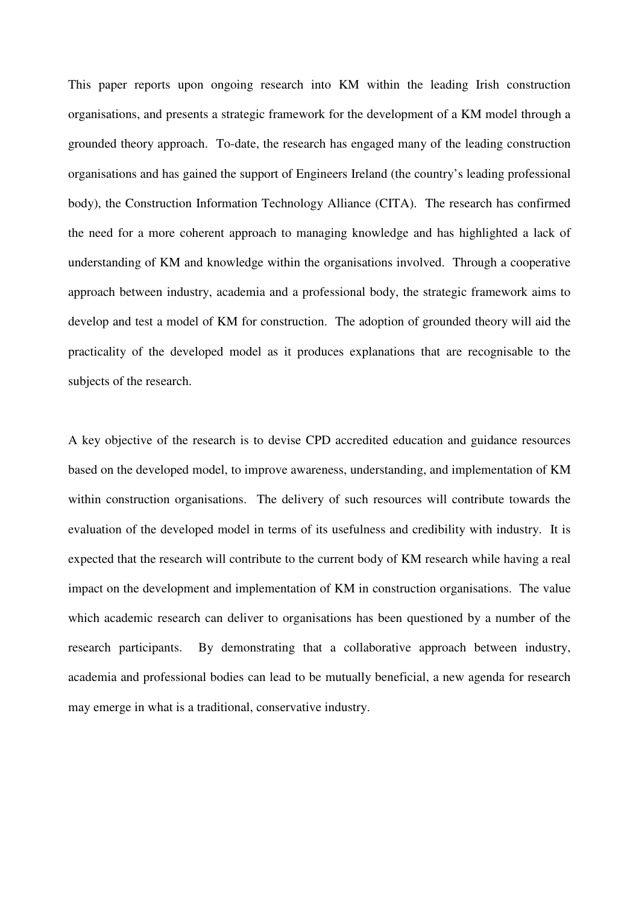This paper reports upon ongoing research into KM within the leading Irish construction organisations, and presents a strategic framework for the development of a KM model through a grounded theory approach. To-date, the research has engaged many of the leading construction organisations and has gained the support of Engineers Ireland (the country's leading professional body), the Construction Information Technology Alliance (CITA). The research has confirmed the need for a more coherent approach to managing knowledge and has highlighted a lack of understanding of KM and knowledge within the organisations involved. Through a cooperative approach between industry, academia and a professional body, the strategic framework aims to develop and test a model of KM for construction. The adoption of grounded theory will aid the practicality of the developed model as it produces explanations that are recognisable to the subjects of the research.

A key objective of the research is to devise CPD accredited education and guidance resources based on the developed model, to improve awareness, understanding, and implementation of KM within construction organisations. The delivery of such resources will contribute towards the evaluation of the developed model in terms of its usefulness and credibility with industry. It is expected that the research will contribute to the current body of KM research while having a real impact on the development and implementation of KM in construction organisations. The value which academic research can deliver to organisations has been questioned by a number of the research participants. By demonstrating that a collaborative approach between industry, academia and professional bodies can lead to be mutually beneficial, a new agenda for research may emerge in what is a traditional, conservative industry.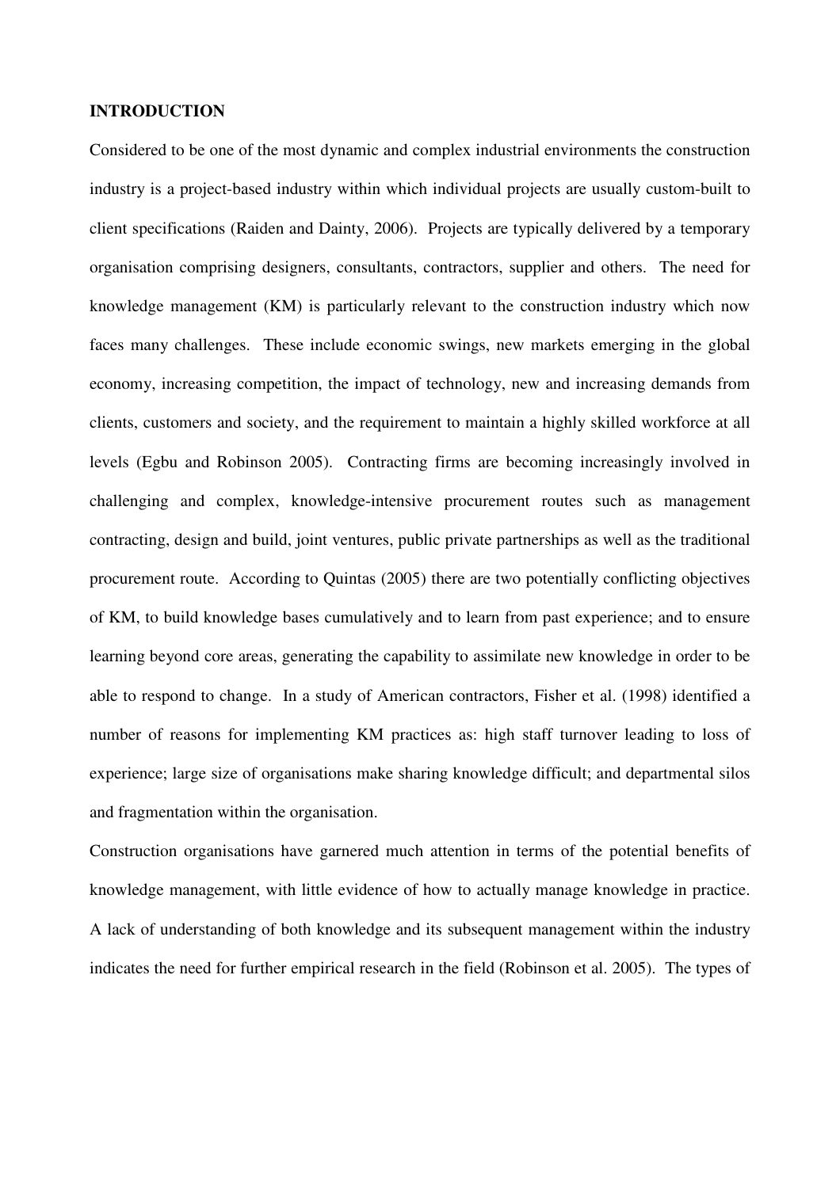## INTRODUCTION

Considered to be one of the most dynamic and complex industrial environments the construction industry is a project-based industry within which individual projects are usually custom-built to client specifications (Raiden and Dainty, 2006). Projects are typically delivered by a temporary organisation comprising designers, consultants, contractors, supplier and others. The need for knowledge management (KM) is particularly relevant to the construction industry which now faces many challenges. These include economic swings, new markets emerging in the global economy, increasing competition, the impact of technology, new and increasing demands from clients, customers and society, and the requirement to maintain a highly skilled workforce at all levels (Egbu and Robinson 2005). Contracting firms are becoming increasingly involved in challenging and complex, knowledge-intensive procurement routes such as management contracting, design and build, joint ventures, public private partnerships as well as the traditional procurement route. According to Quintas (2005) there are two potentially conflicting objectives of KM, to build knowledge bases cumulatively and to learn from past experience; and to ensure learning beyond core areas, generating the capability to assimilate new knowledge in order to be able to respond to change. In a study of American contractors, Fisher et al. (1998) identified a number of reasons for implementing KM practices as: high staff turnover leading to loss of experience; large size of organisations make sharing knowledge difficult; and departmental silos and fragmentation within the organisation.

Construction organisations have garnered much attention in terms of the potential benefits of knowledge management, with little evidence of how to actually manage knowledge in practice. A lack of understanding of both knowledge and its subsequent management within the industry indicates the need for further empirical research in the field (Robinson et al. 2005). The types of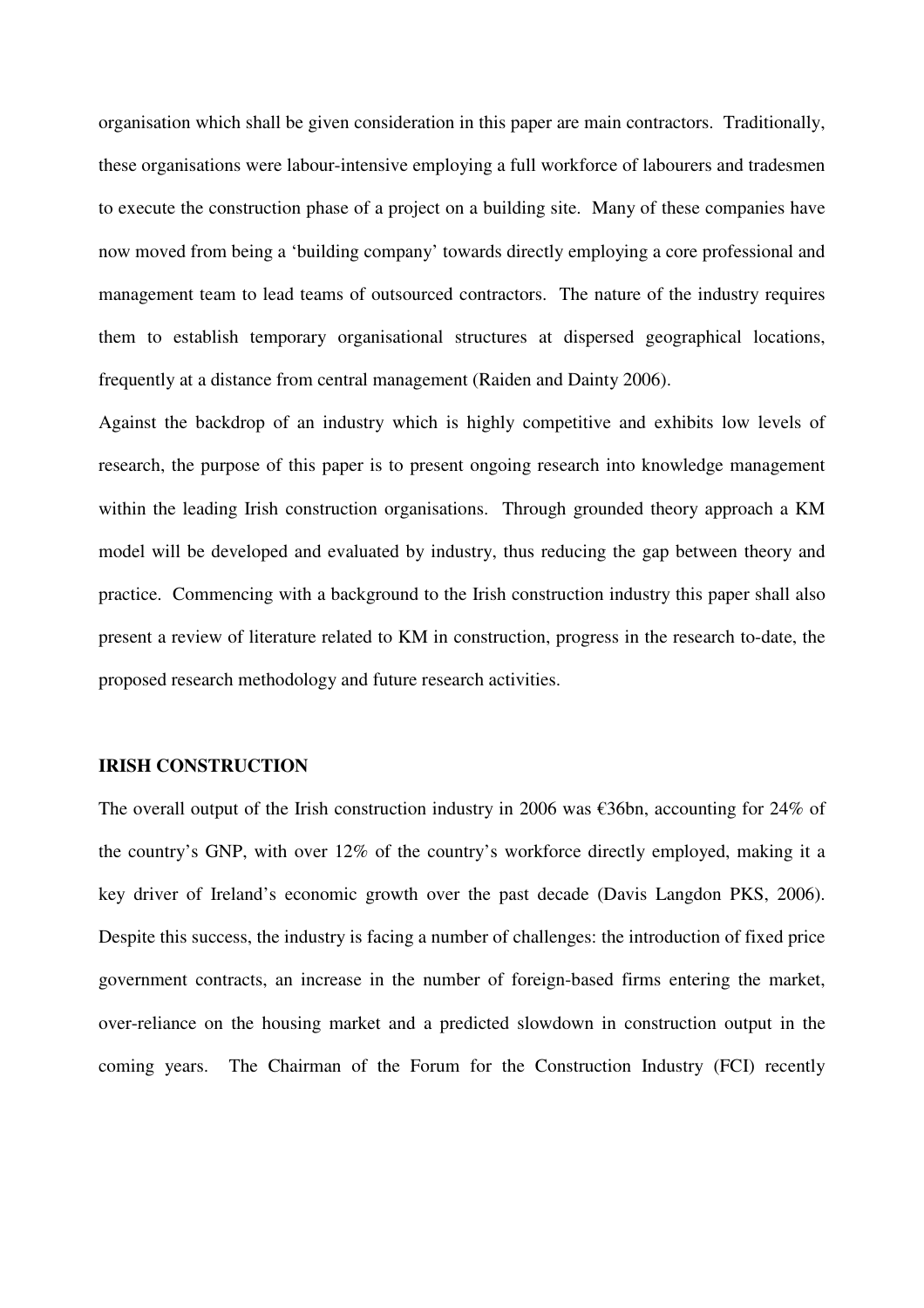organisation which shall be given consideration in this paper are main contractors. Traditionally, these organisations were labour-intensive employing a full workforce of labourers and tradesmen to execute the construction phase of a project on a building site. Many of these companies have now moved from being a 'building company' towards directly employing a core professional and management team to lead teams of outsourced contractors. The nature of the industry requires them to establish temporary organisational structures at dispersed geographical locations, frequently at a distance from central management (Raiden and Dainty 2006).

Against the backdrop of an industry which is highly competitive and exhibits low levels of research, the purpose of this paper is to present ongoing research into knowledge management within the leading Irish construction organisations. Through grounded theory approach a KM model will be developed and evaluated by industry, thus reducing the gap between theory and practice. Commencing with a background to the Irish construction industry this paper shall also present a review of literature related to KM in construction, progress in the research to-date, the proposed research methodology and future research activities.

## IRISH CONSTRUCTION

The overall output of the Irish construction industry in 2006 was €36bn, accounting for 24% of the country's GNP, with over 12% of the country's workforce directly employed, making it a key driver of Ireland's economic growth over the past decade (Davis Langdon PKS, 2006). Despite this success, the industry is facing a number of challenges: the introduction of fixed price government contracts, an increase in the number of foreign-based firms entering the market, over-reliance on the housing market and a predicted slowdown in construction output in the coming years. The Chairman of the Forum for the Construction Industry (FCI) recently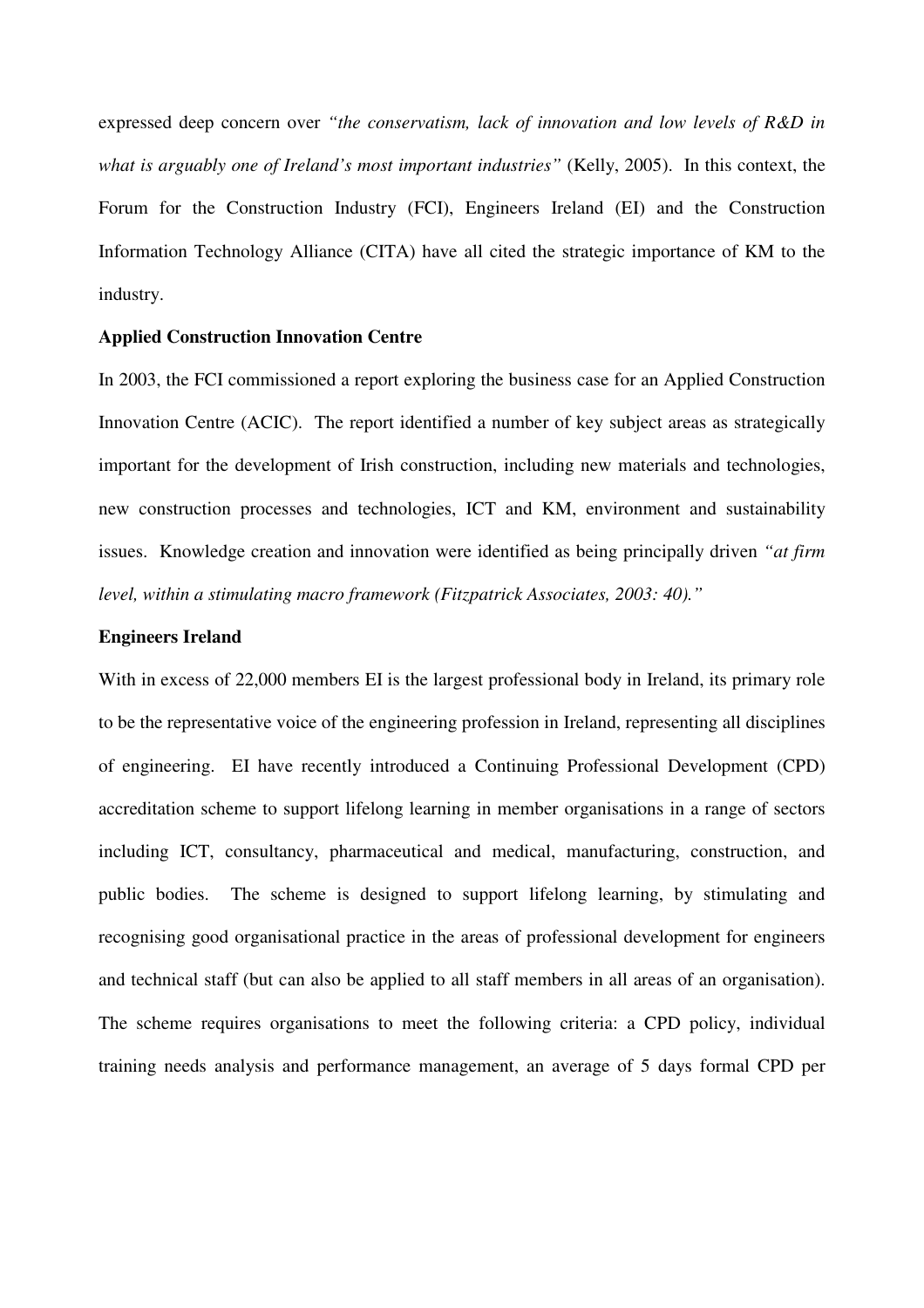expressed deep concern over *"the conservatism, lack of innovation and low levels of R&D in what is arguably one of Ireland's most important industries"* (Kelly, 2005). In this context, the Forum for the Construction Industry (FCI), Engineers Ireland (EI) and the Construction Information Technology Alliance (CITA) have all cited the strategic importance of KM to the industry.

**Applied Construction Innovation Centre**

In 2003, the FCI commissioned a report exploring the business case for an Applied Construction Innovation Centre (ACIC). The report identified a number of key subject areas as strategically important for the development of Irish construction, including new materials and technologies, new construction processes and technologies, ICT and KM, environment and sustainability issues. Knowledge creation and innovation were identified as being principally driven *"at firm level, within a stimulating macro framework (Fitzpatrick Associates, 2003: 40)."*

**Engineers Ireland**

With in excess of 22,000 members EI is the largest professional body in Ireland, its primary role to be the representative voice of the engineering profession in Ireland, representing all disciplines of engineering. EI have recently introduced a Continuing Professional Development (CPD) accreditation scheme to support lifelong learning in member organisations in a range of sectors including ICT, consultancy, pharmaceutical and medical, manufacturing, construction, and public bodies. The scheme is designed to support lifelong learning, by stimulating and recognising good organisational practice in the areas of professional development for engineers and technical staff (but can also be applied to all staff members in all areas of an organisation). The scheme requires organisations to meet the following criteria: a CPD policy, individual training needs analysis and performance management, an average of 5 days formal CPD per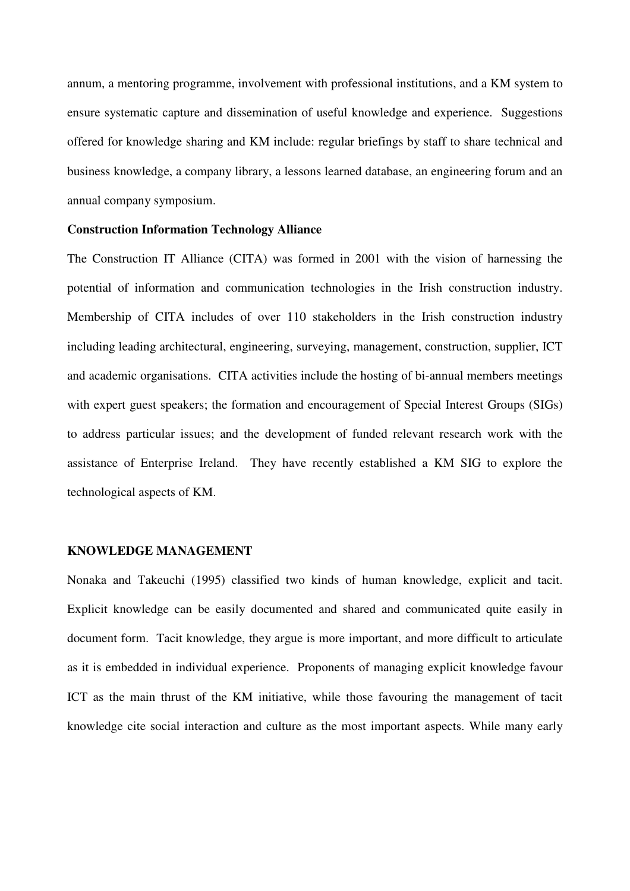annum, a mentoring programme, involvement with professional institutions, and a KM system to ensure systematic capture and dissemination of useful knowledge and experience. Suggestions offered for knowledge sharing and KM include: regular briefings by staff to share technical and business knowledge, a company library, a lessons learned database, an engineering forum and an annual company symposium.

**Construction Information Technology Alliance**

The Construction IT Alliance (CITA) was formed in 2001 with the vision of harnessing the potential of information and communication technologies in the Irish construction industry. Membership of CITA includes of over 110 stakeholders in the Irish construction industry including leading architectural, engineering, surveying, management, construction, supplier, ICT and academic organisations. CITA activities include the hosting of bi-annual members meetings with expert guest speakers; the formation and encouragement of Special Interest Groups (SIGs) to address particular issues; and the development of funded relevant research work with the assistance of Enterprise Ireland. They have recently established a KM SIG to explore the technological aspects of KM.

## KNOWLEDGE MANAGEMENT

Nonaka and Takeuchi (1995) classified two kinds of human knowledge, explicit and tacit. Explicit knowledge can be easily documented and shared and communicated quite easily in document form. Tacit knowledge, they argue is more important, and more difficult to articulate as it is embedded in individual experience. Proponents of managing explicit knowledge favour ICT as the main thrust of the KM initiative, while those favouring the management of tacit knowledge cite social interaction and culture as the most important aspects. While many early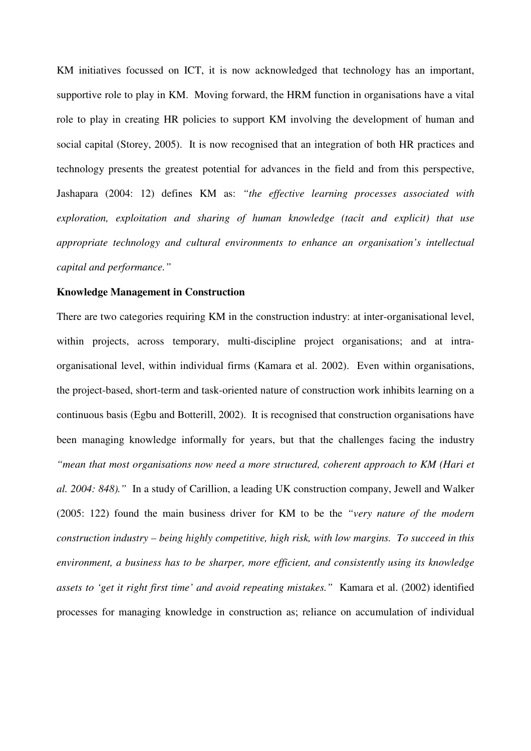KM initiatives focussed on ICT, it is now acknowledged that technology has an important, supportive role to play in KM. Moving forward, the HRM function in organisations have a vital role to play in creating HR policies to support KM involving the development of human and social capital (Storey, 2005). It is now recognised that an integration of both HR practices and technology presents the greatest potential for advances in the field and from this perspective, Jashapara (2004: 12) defines KM as: *"the effective learning processes associated with exploration, exploitation and sharing of human knowledge (tacit and explicit) that use appropriate technology and cultural environments to enhance an organisation's intellectual capital and performance."*

**Knowledge Management in Construction**

There are two categories requiring KM in the construction industry: at inter-organisational level, within projects, across temporary, multi-discipline project organisations; and at intra-organisational level, within individual firms (Kamara et al. 2002). Even within organisations, the project-based, short-term and task-oriented nature of construction work inhibits learning on a continuous basis (Egbu and Botterill, 2002). It is recognised that construction organisations have been managing knowledge informally for years, but that the challenges facing the industry *"mean that most organisations now need a more structured, coherent approach to KM (Hari et al. 2004: 848)."* In a study of Carillion, a leading UK construction company, Jewell and Walker (2005: 122) found the main business driver for KM to be the *"very nature of the modern construction industry – being highly competitive, high risk, with low margins. To succeed in this environment, a business has to be sharper, more efficient, and consistently using its knowledge assets to 'get it right first time' and avoid repeating mistakes."* Kamara et al. (2002) identified processes for managing knowledge in construction as; reliance on accumulation of individual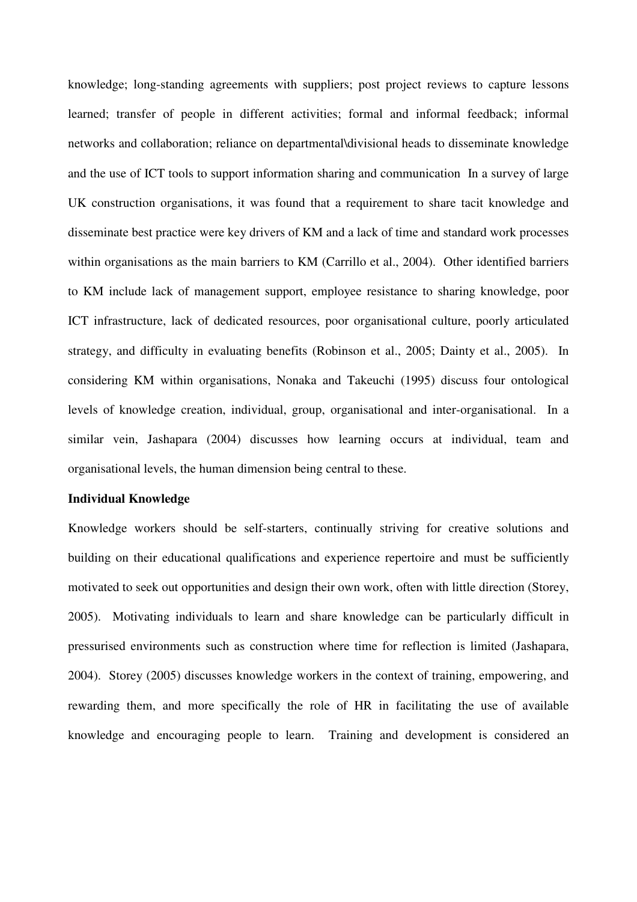knowledge; long-standing agreements with suppliers; post project reviews to capture lessons learned; transfer of people in different activities; formal and informal feedback; informal networks and collaboration; reliance on departmental\divisional heads to disseminate knowledge and the use of ICT tools to support information sharing and communication In a survey of large UK construction organisations, it was found that a requirement to share tacit knowledge and disseminate best practice were key drivers of KM and a lack of time and standard work processes within organisations as the main barriers to KM (Carrillo et al., 2004). Other identified barriers to KM include lack of management support, employee resistance to sharing knowledge, poor ICT infrastructure, lack of dedicated resources, poor organisational culture, poorly articulated strategy, and difficulty in evaluating benefits (Robinson et al., 2005; Dainty et al., 2005). In considering KM within organisations, Nonaka and Takeuchi (1995) discuss four ontological levels of knowledge creation, individual, group, organisational and inter-organisational. In a similar vein, Jashapara (2004) discusses how learning occurs at individual, team and organisational levels, the human dimension being central to these.

**Individual Knowledge**

Knowledge workers should be self-starters, continually striving for creative solutions and building on their educational qualifications and experience repertoire and must be sufficiently motivated to seek out opportunities and design their own work, often with little direction (Storey, 2005). Motivating individuals to learn and share knowledge can be particularly difficult in pressurised environments such as construction where time for reflection is limited (Jashapara, 2004). Storey (2005) discusses knowledge workers in the context of training, empowering, and rewarding them, and more specifically the role of HR in facilitating the use of available knowledge and encouraging people to learn. Training and development is considered an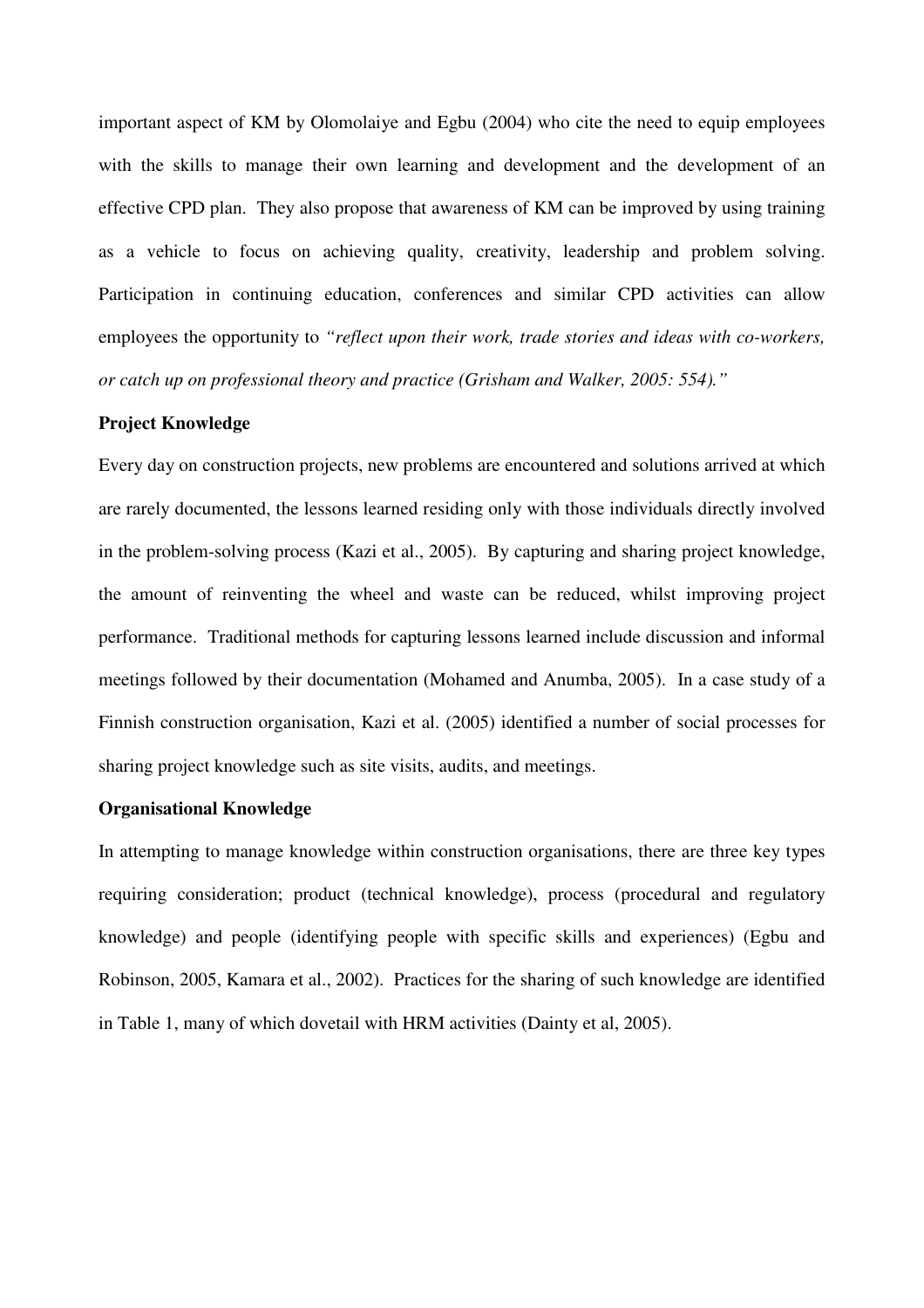important aspect of KM by Olomolaiye and Egbu (2004) who cite the need to equip employees with the skills to manage their own learning and development and the development of an effective CPD plan. They also propose that awareness of KM can be improved by using training as a vehicle to focus on achieving quality, creativity, leadership and problem solving. Participation in continuing education, conferences and similar CPD activities can allow employees the opportunity to *"reflect upon their work, trade stories and ideas with co-workers, or catch up on professional theory and practice (Grisham and Walker, 2005: 554)."*

**Project Knowledge**

Every day on construction projects, new problems are encountered and solutions arrived at which are rarely documented, the lessons learned residing only with those individuals directly involved in the problem-solving process (Kazi et al., 2005). By capturing and sharing project knowledge, the amount of reinventing the wheel and waste can be reduced, whilst improving project performance. Traditional methods for capturing lessons learned include discussion and informal meetings followed by their documentation (Mohamed and Anumba, 2005). In a case study of a Finnish construction organisation, Kazi et al. (2005) identified a number of social processes for sharing project knowledge such as site visits, audits, and meetings.

**Organisational Knowledge**

In attempting to manage knowledge within construction organisations, there are three key types requiring consideration; product (technical knowledge), process (procedural and regulatory knowledge) and people (identifying people with specific skills and experiences) (Egbu and Robinson, 2005, Kamara et al., 2002). Practices for the sharing of such knowledge are identified in Table 1, many of which dovetail with HRM activities (Dainty et al, 2005).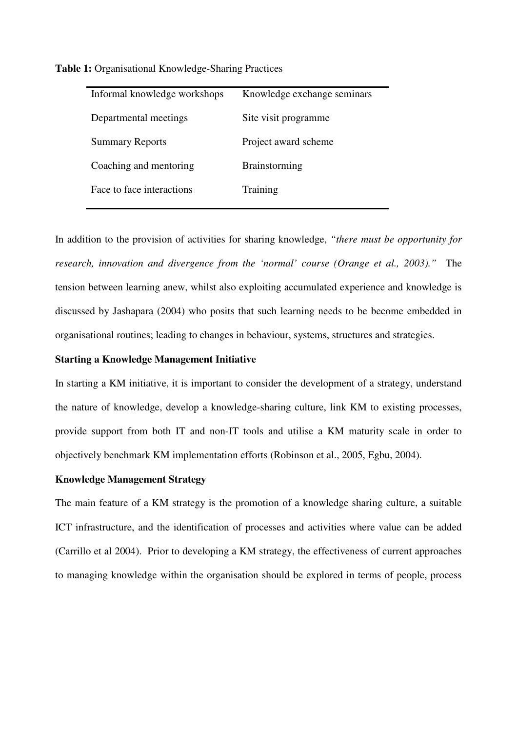**Table 1:** Organisational Knowledge-Sharing Practices

| | |
|---|---|
| Informal knowledge workshops | Knowledge exchange seminars |
| Departmental meetings | Site visit programme |
| Summary Reports | Project award scheme |
| Coaching and mentoring | Brainstorming |
| Face to face interactions | Training |

In addition to the provision of activities for sharing knowledge, *"there must be opportunity for research, innovation and divergence from the 'normal' course (Orange et al., 2003)."* The tension between learning anew, whilst also exploiting accumulated experience and knowledge is discussed by Jashapara (2004) who posits that such learning needs to be become embedded in organisational routines; leading to changes in behaviour, systems, structures and strategies.

**Starting a Knowledge Management Initiative**

In starting a KM initiative, it is important to consider the development of a strategy, understand the nature of knowledge, develop a knowledge-sharing culture, link KM to existing processes, provide support from both IT and non-IT tools and utilise a KM maturity scale in order to objectively benchmark KM implementation efforts (Robinson et al., 2005, Egbu, 2004).

**Knowledge Management Strategy**

The main feature of a KM strategy is the promotion of a knowledge sharing culture, a suitable ICT infrastructure, and the identification of processes and activities where value can be added (Carrillo et al 2004). Prior to developing a KM strategy, the effectiveness of current approaches to managing knowledge within the organisation should be explored in terms of people, process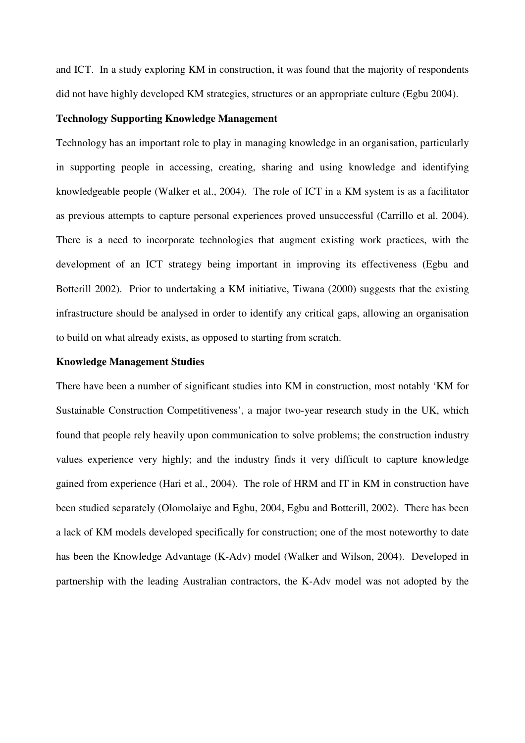and ICT. In a study exploring KM in construction, it was found that the majority of respondents did not have highly developed KM strategies, structures or an appropriate culture (Egbu 2004).

**Technology Supporting Knowledge Management**

Technology has an important role to play in managing knowledge in an organisation, particularly in supporting people in accessing, creating, sharing and using knowledge and identifying knowledgeable people (Walker et al., 2004). The role of ICT in a KM system is as a facilitator as previous attempts to capture personal experiences proved unsuccessful (Carrillo et al. 2004). There is a need to incorporate technologies that augment existing work practices, with the development of an ICT strategy being important in improving its effectiveness (Egbu and Botterill 2002). Prior to undertaking a KM initiative, Tiwana (2000) suggests that the existing infrastructure should be analysed in order to identify any critical gaps, allowing an organisation to build on what already exists, as opposed to starting from scratch.

**Knowledge Management Studies**

There have been a number of significant studies into KM in construction, most notably 'KM for Sustainable Construction Competitiveness', a major two-year research study in the UK, which found that people rely heavily upon communication to solve problems; the construction industry values experience very highly; and the industry finds it very difficult to capture knowledge gained from experience (Hari et al., 2004). The role of HRM and IT in KM in construction have been studied separately (Olomolaiye and Egbu, 2004, Egbu and Botterill, 2002). There has been a lack of KM models developed specifically for construction; one of the most noteworthy to date has been the Knowledge Advantage (K-Adv) model (Walker and Wilson, 2004). Developed in partnership with the leading Australian contractors, the K-Adv model was not adopted by the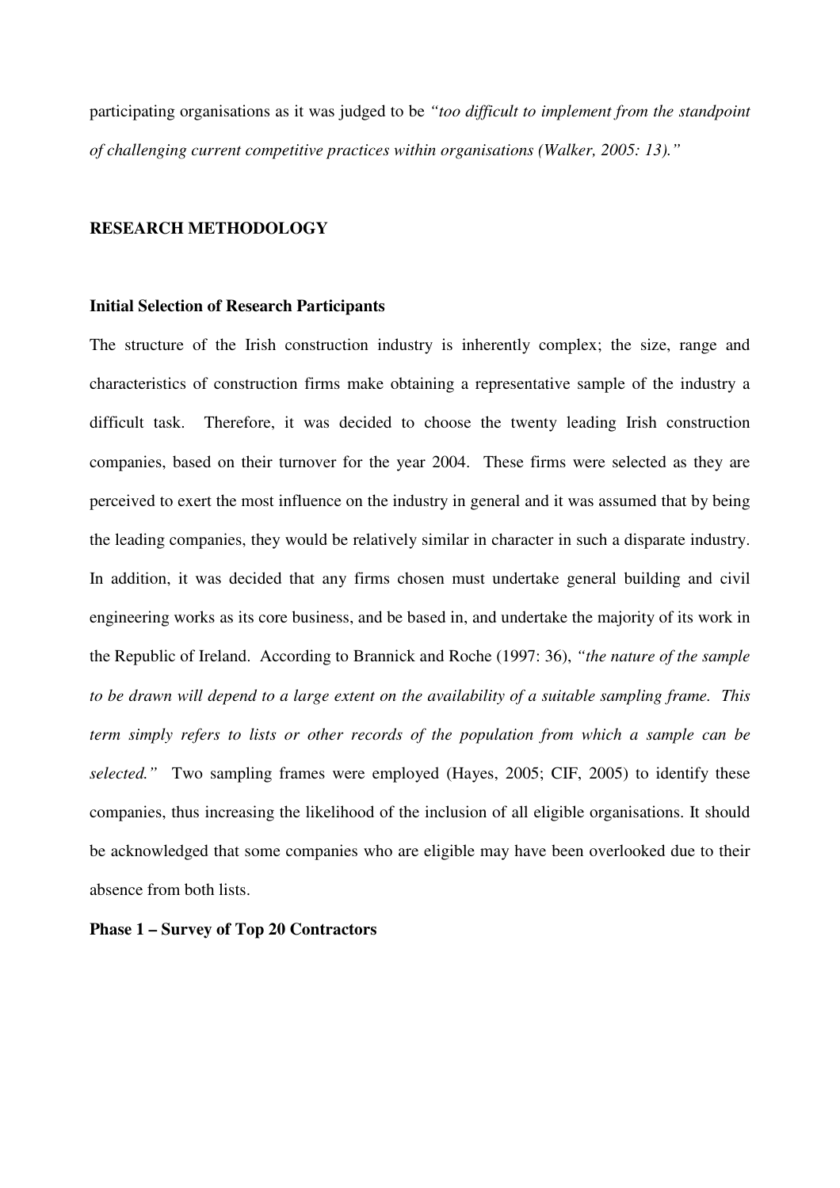participating organisations as it was judged to be *"too difficult to implement from the standpoint of challenging current competitive practices within organisations (Walker, 2005: 13)."*

## RESEARCH METHODOLOGY

### Initial Selection of Research Participants

The structure of the Irish construction industry is inherently complex; the size, range and characteristics of construction firms make obtaining a representative sample of the industry a difficult task. Therefore, it was decided to choose the twenty leading Irish construction companies, based on their turnover for the year 2004. These firms were selected as they are perceived to exert the most influence on the industry in general and it was assumed that by being the leading companies, they would be relatively similar in character in such a disparate industry. In addition, it was decided that any firms chosen must undertake general building and civil engineering works as its core business, and be based in, and undertake the majority of its work in the Republic of Ireland. According to Brannick and Roche (1997: 36), *"the nature of the sample to be drawn will depend to a large extent on the availability of a suitable sampling frame. This term simply refers to lists or other records of the population from which a sample can be selected."* Two sampling frames were employed (Hayes, 2005; CIF, 2005) to identify these companies, thus increasing the likelihood of the inclusion of all eligible organisations. It should be acknowledged that some companies who are eligible may have been overlooked due to their absence from both lists.

### Phase 1 – Survey of Top 20 Contractors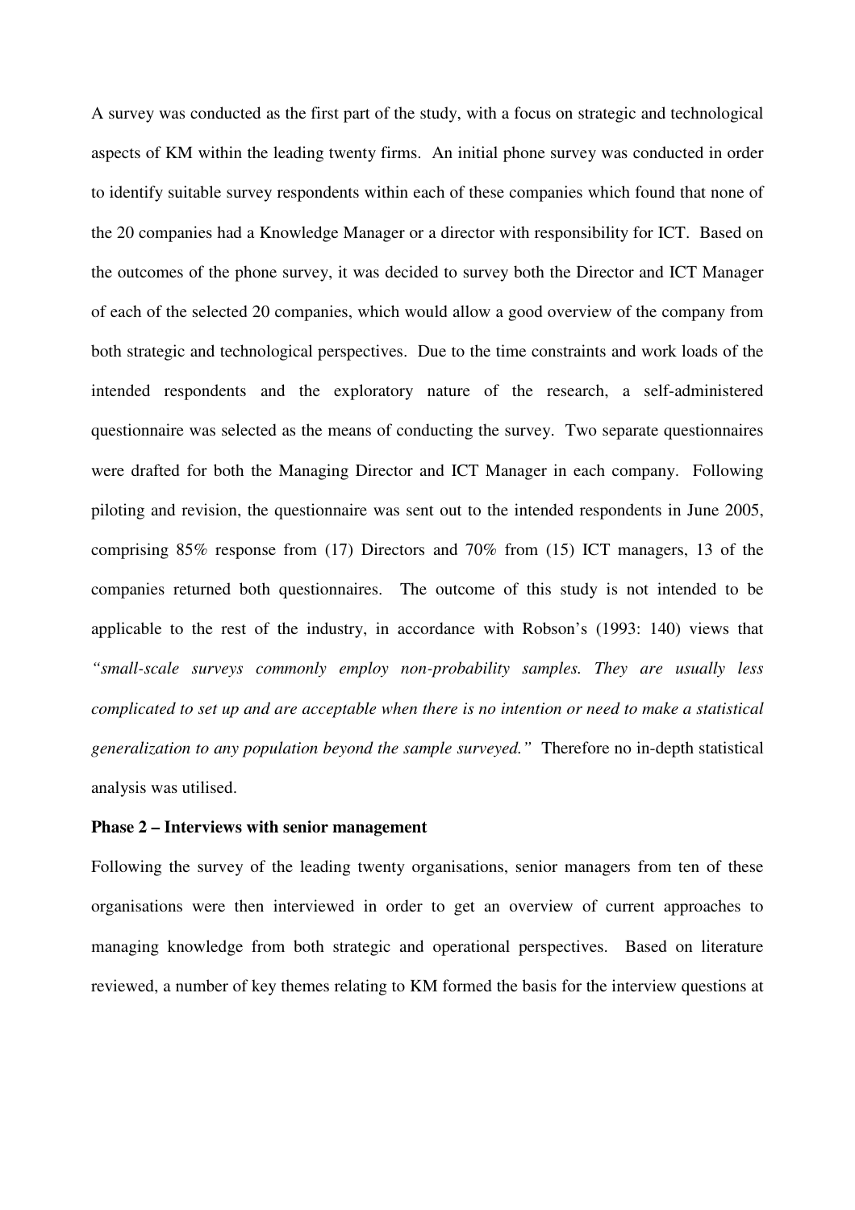A survey was conducted as the first part of the study, with a focus on strategic and technological aspects of KM within the leading twenty firms. An initial phone survey was conducted in order to identify suitable survey respondents within each of these companies which found that none of the 20 companies had a Knowledge Manager or a director with responsibility for ICT. Based on the outcomes of the phone survey, it was decided to survey both the Director and ICT Manager of each of the selected 20 companies, which would allow a good overview of the company from both strategic and technological perspectives. Due to the time constraints and work loads of the intended respondents and the exploratory nature of the research, a self-administered questionnaire was selected as the means of conducting the survey. Two separate questionnaires were drafted for both the Managing Director and ICT Manager in each company. Following piloting and revision, the questionnaire was sent out to the intended respondents in June 2005, comprising 85% response from (17) Directors and 70% from (15) ICT managers, 13 of the companies returned both questionnaires. The outcome of this study is not intended to be applicable to the rest of the industry, in accordance with Robson's (1993: 140) views that *"small-scale surveys commonly employ non-probability samples. They are usually less complicated to set up and are acceptable when there is no intention or need to make a statistical generalization to any population beyond the sample surveyed."* Therefore no in-depth statistical analysis was utilised.

**Phase 2 – Interviews with senior management**

Following the survey of the leading twenty organisations, senior managers from ten of these organisations were then interviewed in order to get an overview of current approaches to managing knowledge from both strategic and operational perspectives. Based on literature reviewed, a number of key themes relating to KM formed the basis for the interview questions at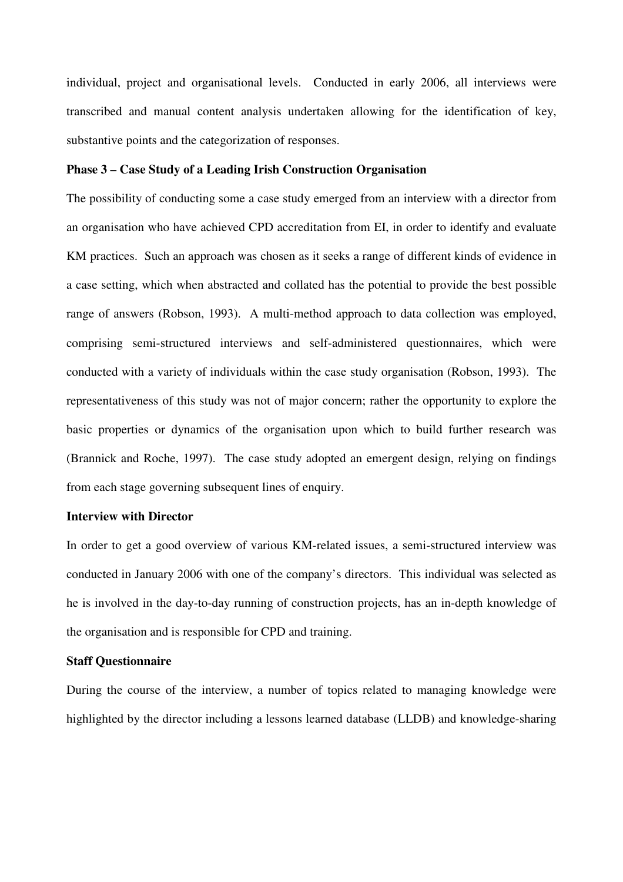individual, project and organisational levels. Conducted in early 2006, all interviews were transcribed and manual content analysis undertaken allowing for the identification of key, substantive points and the categorization of responses.

**Phase 3 – Case Study of a Leading Irish Construction Organisation**

The possibility of conducting some a case study emerged from an interview with a director from an organisation who have achieved CPD accreditation from EI, in order to identify and evaluate KM practices. Such an approach was chosen as it seeks a range of different kinds of evidence in a case setting, which when abstracted and collated has the potential to provide the best possible range of answers (Robson, 1993). A multi-method approach to data collection was employed, comprising semi-structured interviews and self-administered questionnaires, which were conducted with a variety of individuals within the case study organisation (Robson, 1993). The representativeness of this study was not of major concern; rather the opportunity to explore the basic properties or dynamics of the organisation upon which to build further research was (Brannick and Roche, 1997). The case study adopted an emergent design, relying on findings from each stage governing subsequent lines of enquiry.

**Interview with Director**

In order to get a good overview of various KM-related issues, a semi-structured interview was conducted in January 2006 with one of the company's directors. This individual was selected as he is involved in the day-to-day running of construction projects, has an in-depth knowledge of the organisation and is responsible for CPD and training.

**Staff Questionnaire**

During the course of the interview, a number of topics related to managing knowledge were highlighted by the director including a lessons learned database (LLDB) and knowledge-sharing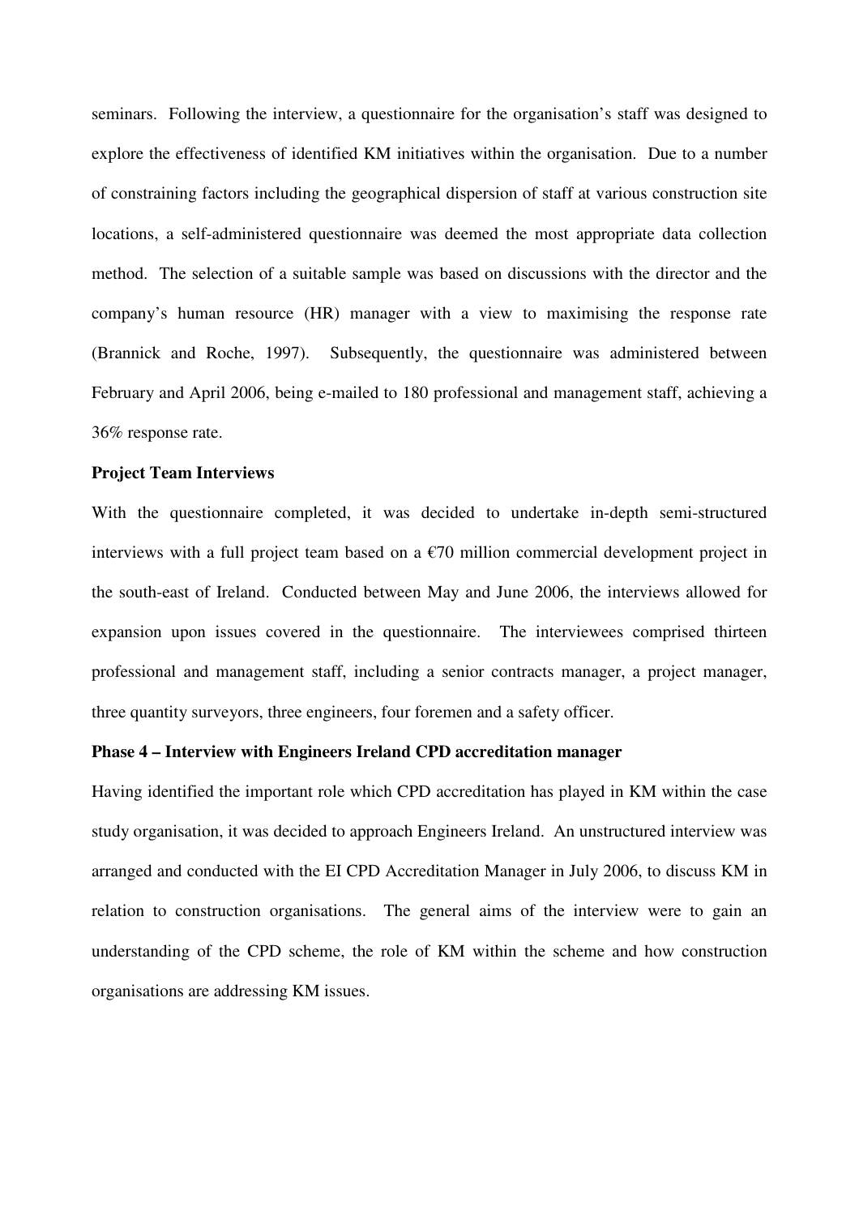seminars. Following the interview, a questionnaire for the organisation's staff was designed to explore the effectiveness of identified KM initiatives within the organisation. Due to a number of constraining factors including the geographical dispersion of staff at various construction site locations, a self-administered questionnaire was deemed the most appropriate data collection method. The selection of a suitable sample was based on discussions with the director and the company's human resource (HR) manager with a view to maximising the response rate (Brannick and Roche, 1997). Subsequently, the questionnaire was administered between February and April 2006, being e-mailed to 180 professional and management staff, achieving a 36% response rate.

**Project Team Interviews**

With the questionnaire completed, it was decided to undertake in-depth semi-structured interviews with a full project team based on a €70 million commercial development project in the south-east of Ireland. Conducted between May and June 2006, the interviews allowed for expansion upon issues covered in the questionnaire. The interviewees comprised thirteen professional and management staff, including a senior contracts manager, a project manager, three quantity surveyors, three engineers, four foremen and a safety officer.

**Phase 4 – Interview with Engineers Ireland CPD accreditation manager**

Having identified the important role which CPD accreditation has played in KM within the case study organisation, it was decided to approach Engineers Ireland. An unstructured interview was arranged and conducted with the EI CPD Accreditation Manager in July 2006, to discuss KM in relation to construction organisations. The general aims of the interview were to gain an understanding of the CPD scheme, the role of KM within the scheme and how construction organisations are addressing KM issues.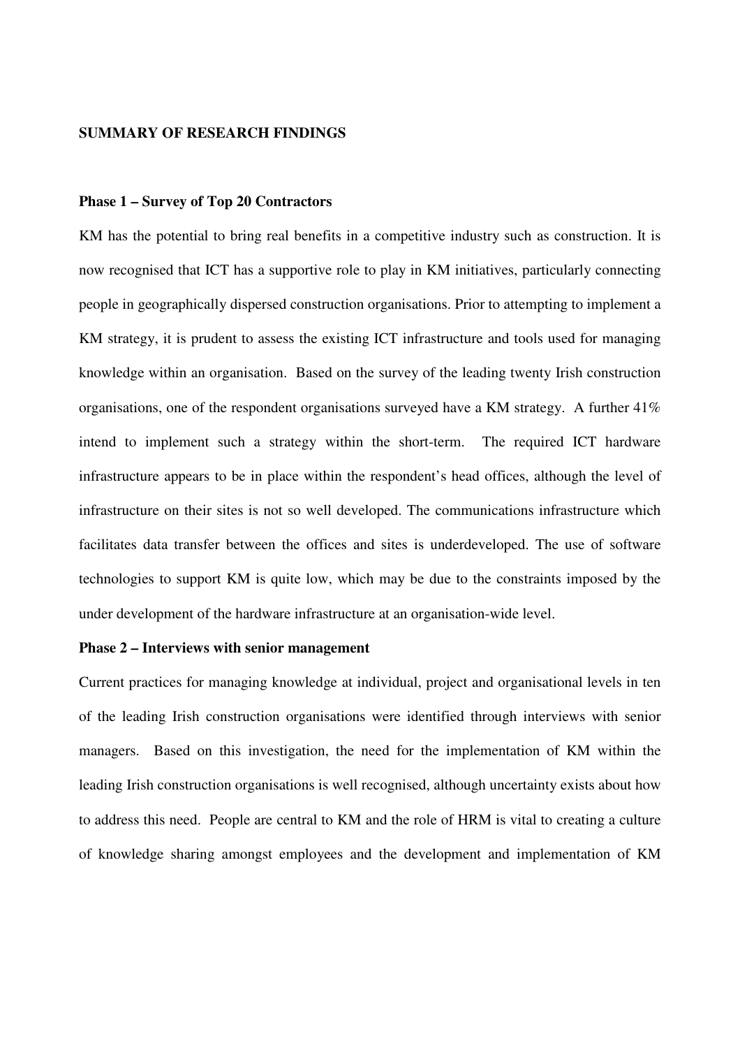## SUMMARY OF RESEARCH FINDINGS

### Phase 1 – Survey of Top 20 Contractors

KM has the potential to bring real benefits in a competitive industry such as construction. It is now recognised that ICT has a supportive role to play in KM initiatives, particularly connecting people in geographically dispersed construction organisations. Prior to attempting to implement a KM strategy, it is prudent to assess the existing ICT infrastructure and tools used for managing knowledge within an organisation. Based on the survey of the leading twenty Irish construction organisations, one of the respondent organisations surveyed have a KM strategy. A further 41% intend to implement such a strategy within the short-term. The required ICT hardware infrastructure appears to be in place within the respondent's head offices, although the level of infrastructure on their sites is not so well developed. The communications infrastructure which facilitates data transfer between the offices and sites is underdeveloped. The use of software technologies to support KM is quite low, which may be due to the constraints imposed by the under development of the hardware infrastructure at an organisation-wide level.

### Phase 2 – Interviews with senior management

Current practices for managing knowledge at individual, project and organisational levels in ten of the leading Irish construction organisations were identified through interviews with senior managers. Based on this investigation, the need for the implementation of KM within the leading Irish construction organisations is well recognised, although uncertainty exists about how to address this need. People are central to KM and the role of HRM is vital to creating a culture of knowledge sharing amongst employees and the development and implementation of KM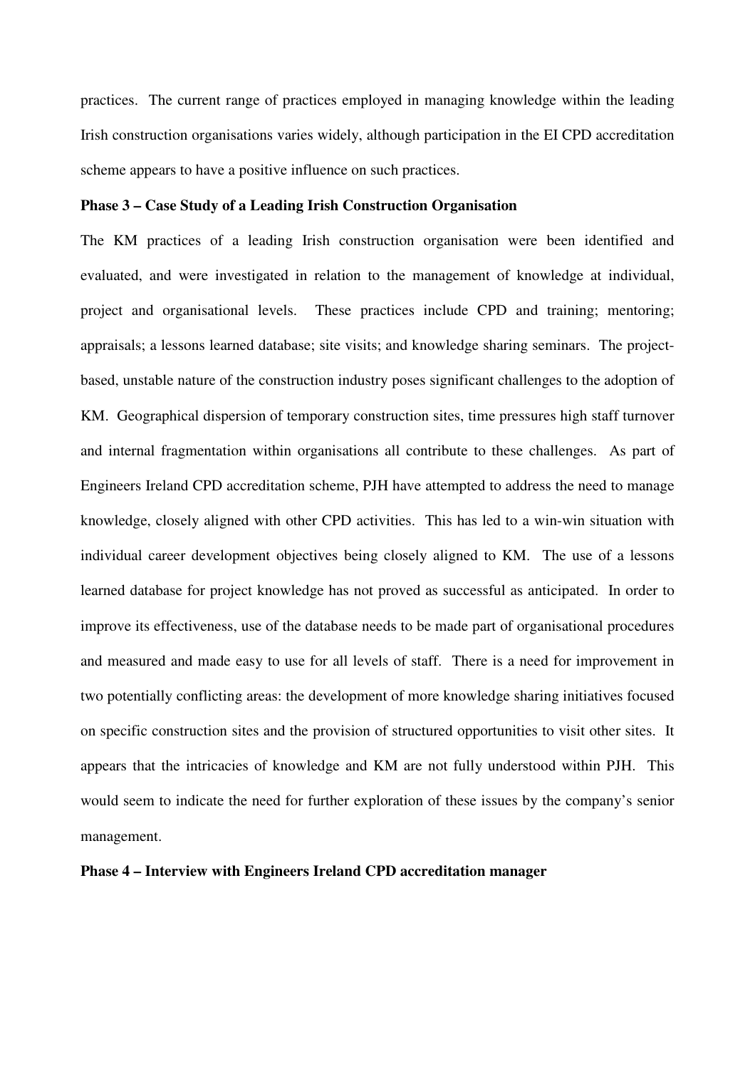practices. The current range of practices employed in managing knowledge within the leading Irish construction organisations varies widely, although participation in the EI CPD accreditation scheme appears to have a positive influence on such practices.

**Phase 3 – Case Study of a Leading Irish Construction Organisation**

The KM practices of a leading Irish construction organisation were been identified and evaluated, and were investigated in relation to the management of knowledge at individual, project and organisational levels. These practices include CPD and training; mentoring; appraisals; a lessons learned database; site visits; and knowledge sharing seminars. The project-based, unstable nature of the construction industry poses significant challenges to the adoption of KM. Geographical dispersion of temporary construction sites, time pressures high staff turnover and internal fragmentation within organisations all contribute to these challenges. As part of Engineers Ireland CPD accreditation scheme, PJH have attempted to address the need to manage knowledge, closely aligned with other CPD activities. This has led to a win-win situation with individual career development objectives being closely aligned to KM. The use of a lessons learned database for project knowledge has not proved as successful as anticipated. In order to improve its effectiveness, use of the database needs to be made part of organisational procedures and measured and made easy to use for all levels of staff. There is a need for improvement in two potentially conflicting areas: the development of more knowledge sharing initiatives focused on specific construction sites and the provision of structured opportunities to visit other sites. It appears that the intricacies of knowledge and KM are not fully understood within PJH. This would seem to indicate the need for further exploration of these issues by the company's senior management.

**Phase 4 – Interview with Engineers Ireland CPD accreditation manager**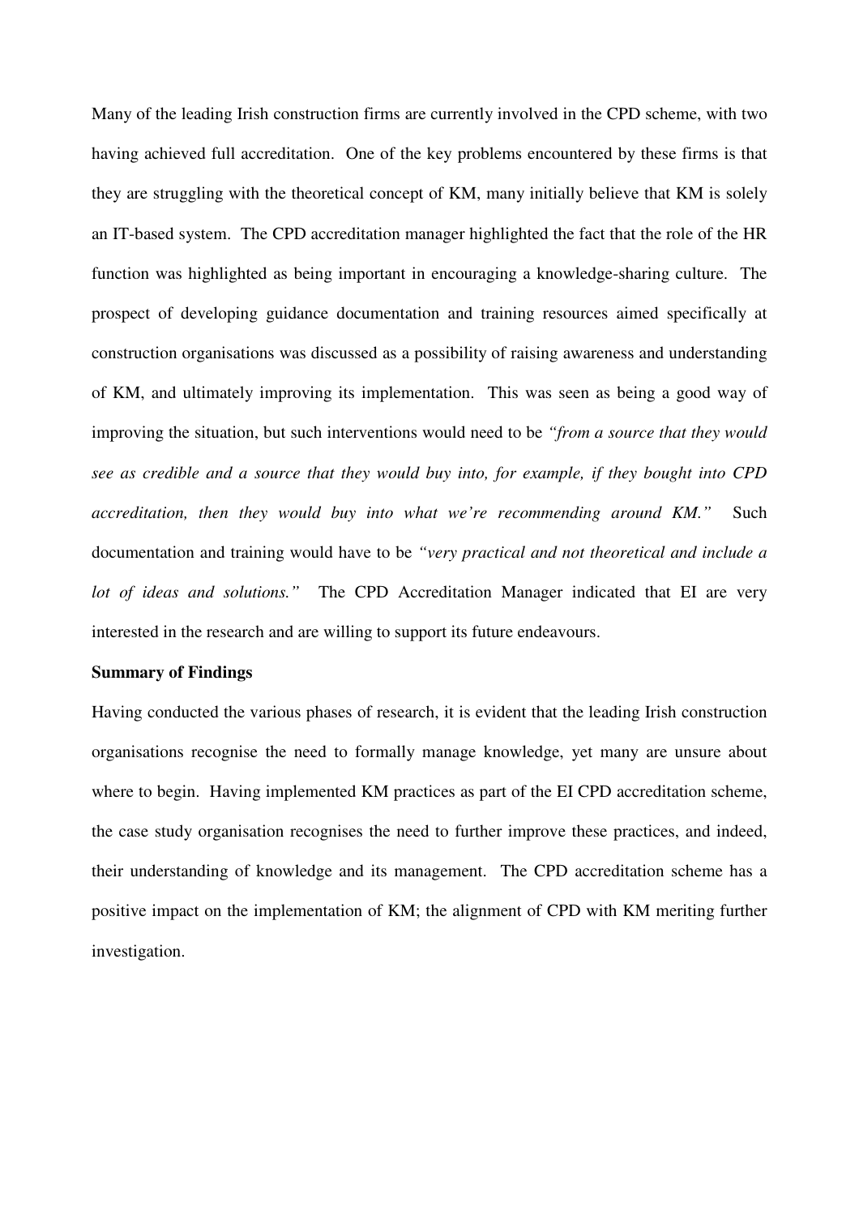Many of the leading Irish construction firms are currently involved in the CPD scheme, with two having achieved full accreditation. One of the key problems encountered by these firms is that they are struggling with the theoretical concept of KM, many initially believe that KM is solely an IT-based system. The CPD accreditation manager highlighted the fact that the role of the HR function was highlighted as being important in encouraging a knowledge-sharing culture. The prospect of developing guidance documentation and training resources aimed specifically at construction organisations was discussed as a possibility of raising awareness and understanding of KM, and ultimately improving its implementation. This was seen as being a good way of improving the situation, but such interventions would need to be *"from a source that they would see as credible and a source that they would buy into, for example, if they bought into CPD accreditation, then they would buy into what we're recommending around KM."* Such documentation and training would have to be *"very practical and not theoretical and include a lot of ideas and solutions."* The CPD Accreditation Manager indicated that EI are very interested in the research and are willing to support its future endeavours.

**Summary of Findings**

Having conducted the various phases of research, it is evident that the leading Irish construction organisations recognise the need to formally manage knowledge, yet many are unsure about where to begin. Having implemented KM practices as part of the EI CPD accreditation scheme, the case study organisation recognises the need to further improve these practices, and indeed, their understanding of knowledge and its management. The CPD accreditation scheme has a positive impact on the implementation of KM; the alignment of CPD with KM meriting further investigation.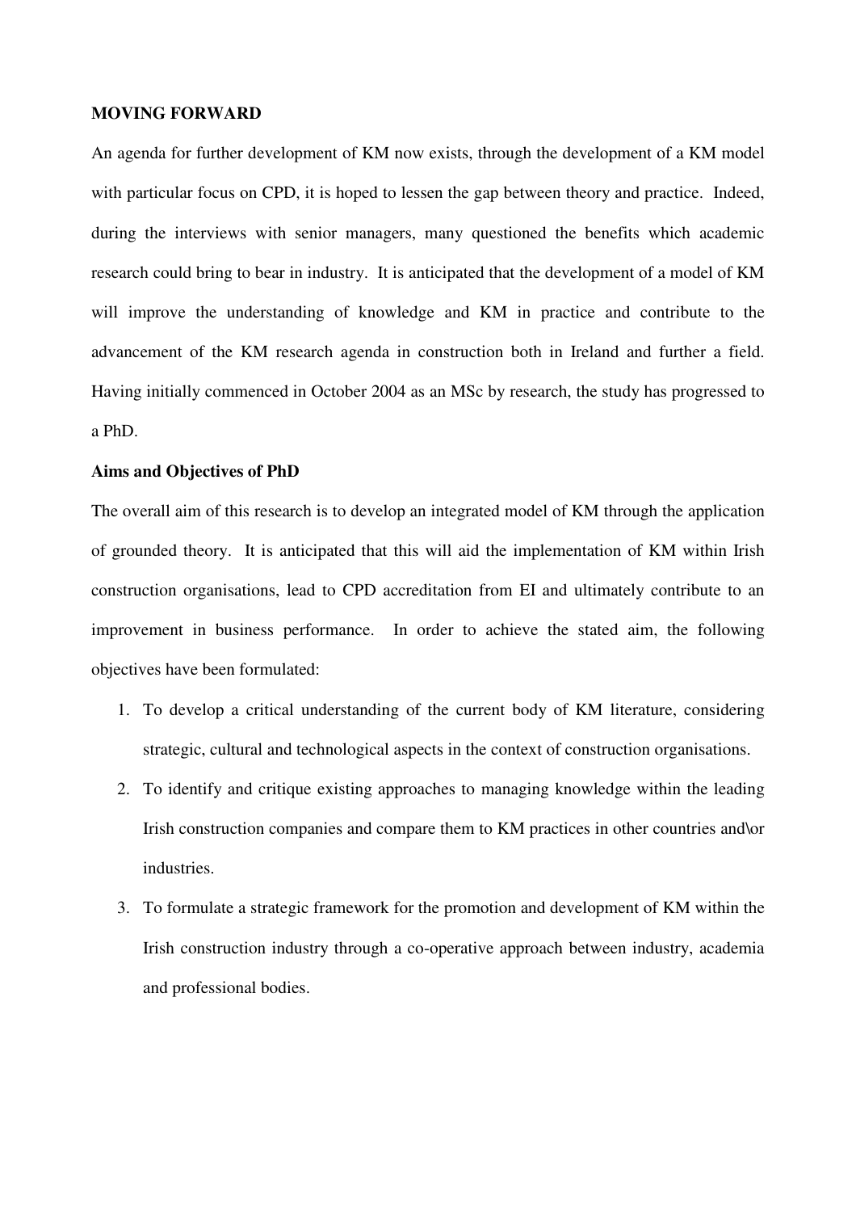**MOVING FORWARD**

An agenda for further development of KM now exists, through the development of a KM model with particular focus on CPD, it is hoped to lessen the gap between theory and practice. Indeed, during the interviews with senior managers, many questioned the benefits which academic research could bring to bear in industry. It is anticipated that the development of a model of KM will improve the understanding of knowledge and KM in practice and contribute to the advancement of the KM research agenda in construction both in Ireland and further a field. Having initially commenced in October 2004 as an MSc by research, the study has progressed to a PhD.

**Aims and Objectives of PhD**

The overall aim of this research is to develop an integrated model of KM through the application of grounded theory. It is anticipated that this will aid the implementation of KM within Irish construction organisations, lead to CPD accreditation from EI and ultimately contribute to an improvement in business performance. In order to achieve the stated aim, the following objectives have been formulated:

1. To develop a critical understanding of the current body of KM literature, considering strategic, cultural and technological aspects in the context of construction organisations.
2. To identify and critique existing approaches to managing knowledge within the leading Irish construction companies and compare them to KM practices in other countries and\or industries.
3. To formulate a strategic framework for the promotion and development of KM within the Irish construction industry through a co-operative approach between industry, academia and professional bodies.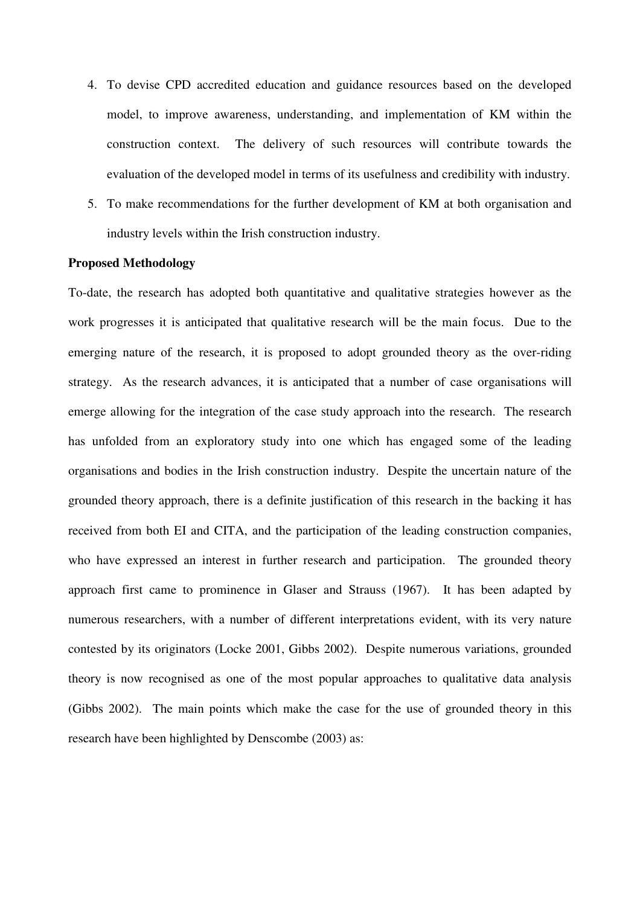4. To devise CPD accredited education and guidance resources based on the developed model, to improve awareness, understanding, and implementation of KM within the construction context. The delivery of such resources will contribute towards the evaluation of the developed model in terms of its usefulness and credibility with industry.
5. To make recommendations for the further development of KM at both organisation and industry levels within the Irish construction industry.

**Proposed Methodology**

To-date, the research has adopted both quantitative and qualitative strategies however as the work progresses it is anticipated that qualitative research will be the main focus. Due to the emerging nature of the research, it is proposed to adopt grounded theory as the over-riding strategy. As the research advances, it is anticipated that a number of case organisations will emerge allowing for the integration of the case study approach into the research. The research has unfolded from an exploratory study into one which has engaged some of the leading organisations and bodies in the Irish construction industry. Despite the uncertain nature of the grounded theory approach, there is a definite justification of this research in the backing it has received from both EI and CITA, and the participation of the leading construction companies, who have expressed an interest in further research and participation. The grounded theory approach first came to prominence in Glaser and Strauss (1967). It has been adapted by numerous researchers, with a number of different interpretations evident, with its very nature contested by its originators (Locke 2001, Gibbs 2002). Despite numerous variations, grounded theory is now recognised as one of the most popular approaches to qualitative data analysis (Gibbs 2002). The main points which make the case for the use of grounded theory in this research have been highlighted by Denscombe (2003) as: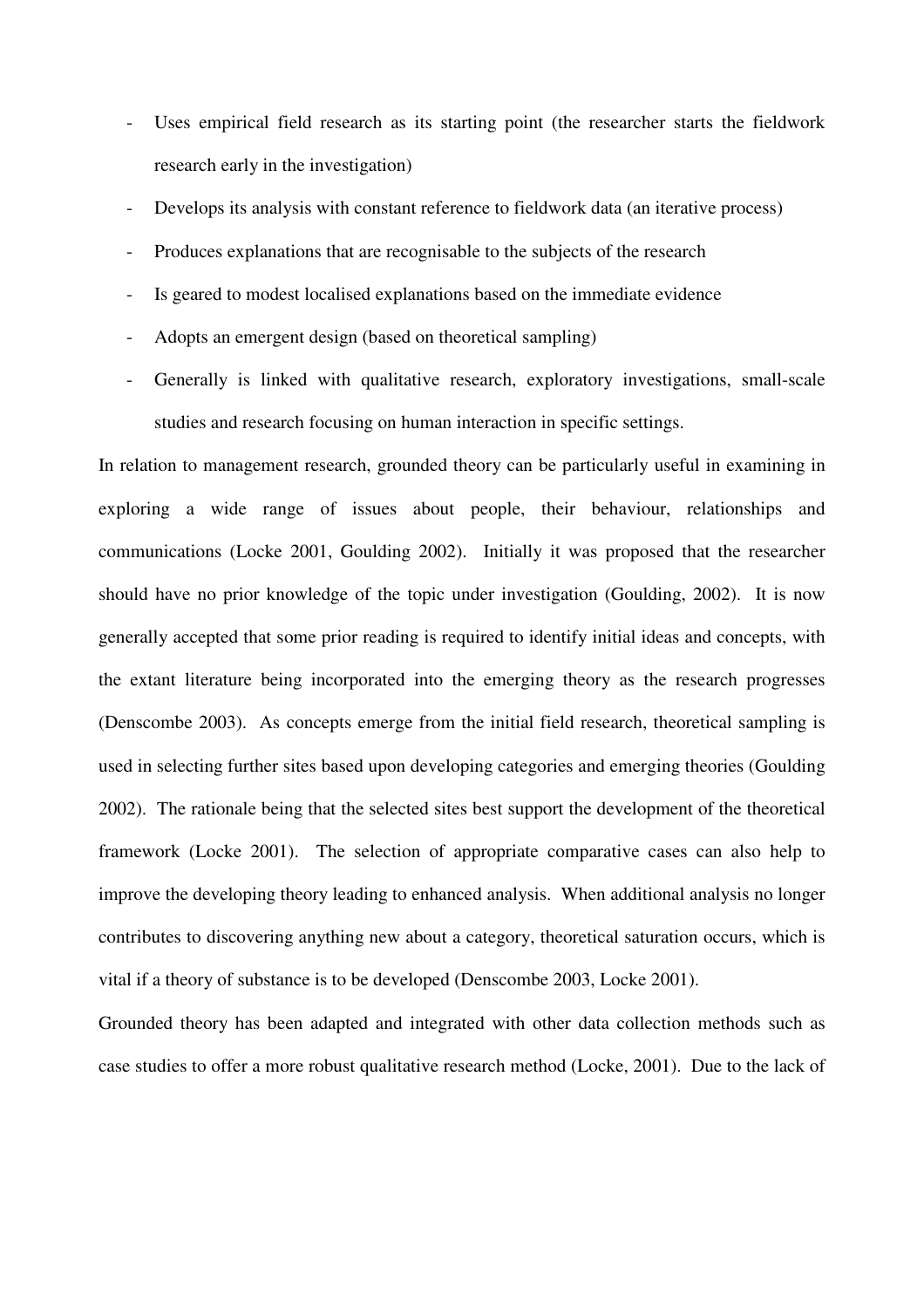- Uses empirical field research as its starting point (the researcher starts the fieldwork research early in the investigation)
- Develops its analysis with constant reference to fieldwork data (an iterative process)
- Produces explanations that are recognisable to the subjects of the research
- Is geared to modest localised explanations based on the immediate evidence
- Adopts an emergent design (based on theoretical sampling)
- Generally is linked with qualitative research, exploratory investigations, small-scale studies and research focusing on human interaction in specific settings.

In relation to management research, grounded theory can be particularly useful in examining in exploring a wide range of issues about people, their behaviour, relationships and communications (Locke 2001, Goulding 2002). Initially it was proposed that the researcher should have no prior knowledge of the topic under investigation (Goulding, 2002). It is now generally accepted that some prior reading is required to identify initial ideas and concepts, with the extant literature being incorporated into the emerging theory as the research progresses (Denscombe 2003). As concepts emerge from the initial field research, theoretical sampling is used in selecting further sites based upon developing categories and emerging theories (Goulding 2002). The rationale being that the selected sites best support the development of the theoretical framework (Locke 2001). The selection of appropriate comparative cases can also help to improve the developing theory leading to enhanced analysis. When additional analysis no longer contributes to discovering anything new about a category, theoretical saturation occurs, which is vital if a theory of substance is to be developed (Denscombe 2003, Locke 2001).

Grounded theory has been adapted and integrated with other data collection methods such as case studies to offer a more robust qualitative research method (Locke, 2001). Due to the lack of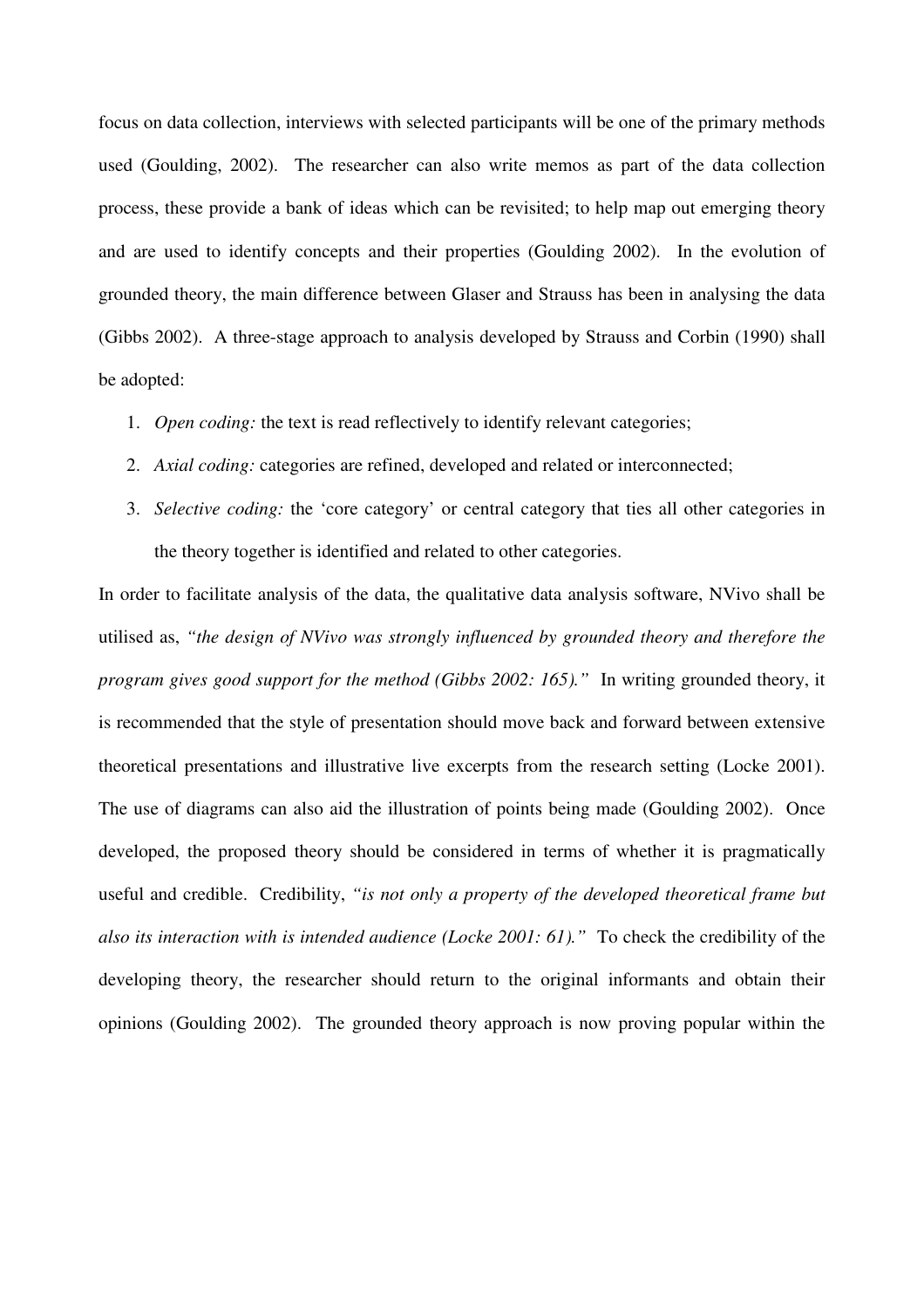focus on data collection, interviews with selected participants will be one of the primary methods used (Goulding, 2002). The researcher can also write memos as part of the data collection process, these provide a bank of ideas which can be revisited; to help map out emerging theory and are used to identify concepts and their properties (Goulding 2002). In the evolution of grounded theory, the main difference between Glaser and Strauss has been in analysing the data (Gibbs 2002). A three-stage approach to analysis developed by Strauss and Corbin (1990) shall be adopted:

1. *Open coding:* the text is read reflectively to identify relevant categories;
2. *Axial coding:* categories are refined, developed and related or interconnected;
3. *Selective coding:* the 'core category' or central category that ties all other categories in the theory together is identified and related to other categories.

In order to facilitate analysis of the data, the qualitative data analysis software, NVivo shall be utilised as, *"the design of NVivo was strongly influenced by grounded theory and therefore the program gives good support for the method (Gibbs 2002: 165)."* In writing grounded theory, it is recommended that the style of presentation should move back and forward between extensive theoretical presentations and illustrative live excerpts from the research setting (Locke 2001). The use of diagrams can also aid the illustration of points being made (Goulding 2002). Once developed, the proposed theory should be considered in terms of whether it is pragmatically useful and credible. Credibility, *"is not only a property of the developed theoretical frame but also its interaction with is intended audience (Locke 2001: 61)."* To check the credibility of the developing theory, the researcher should return to the original informants and obtain their opinions (Goulding 2002). The grounded theory approach is now proving popular within the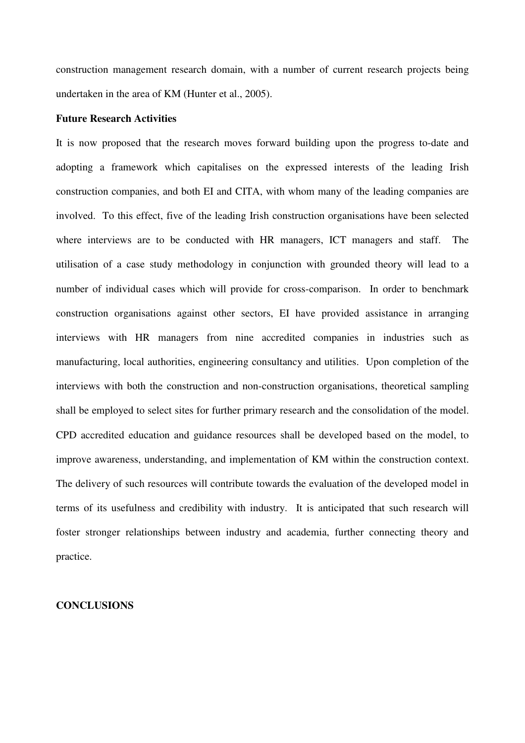construction management research domain, with a number of current research projects being undertaken in the area of KM (Hunter et al., 2005).

**Future Research Activities**

It is now proposed that the research moves forward building upon the progress to-date and adopting a framework which capitalises on the expressed interests of the leading Irish construction companies, and both EI and CITA, with whom many of the leading companies are involved. To this effect, five of the leading Irish construction organisations have been selected where interviews are to be conducted with HR managers, ICT managers and staff. The utilisation of a case study methodology in conjunction with grounded theory will lead to a number of individual cases which will provide for cross-comparison. In order to benchmark construction organisations against other sectors, EI have provided assistance in arranging interviews with HR managers from nine accredited companies in industries such as manufacturing, local authorities, engineering consultancy and utilities. Upon completion of the interviews with both the construction and non-construction organisations, theoretical sampling shall be employed to select sites for further primary research and the consolidation of the model. CPD accredited education and guidance resources shall be developed based on the model, to improve awareness, understanding, and implementation of KM within the construction context. The delivery of such resources will contribute towards the evaluation of the developed model in terms of its usefulness and credibility with industry. It is anticipated that such research will foster stronger relationships between industry and academia, further connecting theory and practice.

## CONCLUSIONS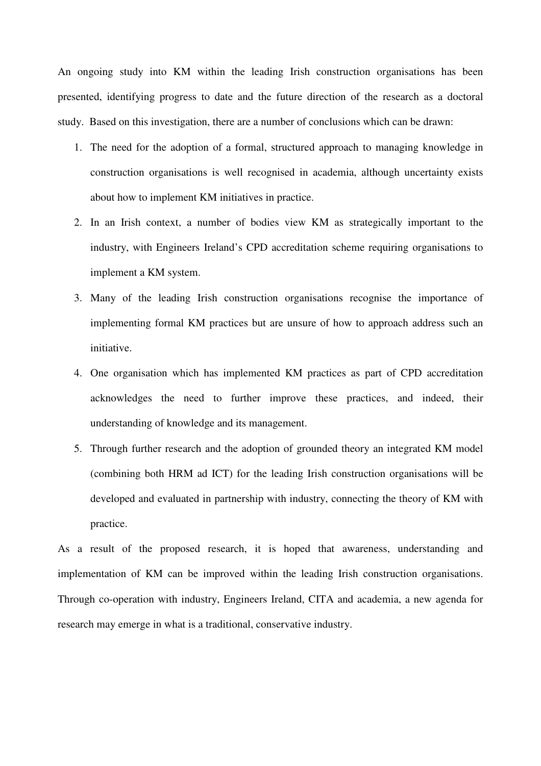An ongoing study into KM within the leading Irish construction organisations has been presented, identifying progress to date and the future direction of the research as a doctoral study. Based on this investigation, there are a number of conclusions which can be drawn:

1. The need for the adoption of a formal, structured approach to managing knowledge in construction organisations is well recognised in academia, although uncertainty exists about how to implement KM initiatives in practice.
2. In an Irish context, a number of bodies view KM as strategically important to the industry, with Engineers Ireland's CPD accreditation scheme requiring organisations to implement a KM system.
3. Many of the leading Irish construction organisations recognise the importance of implementing formal KM practices but are unsure of how to approach address such an initiative.
4. One organisation which has implemented KM practices as part of CPD accreditation acknowledges the need to further improve these practices, and indeed, their understanding of knowledge and its management.
5. Through further research and the adoption of grounded theory an integrated KM model (combining both HRM ad ICT) for the leading Irish construction organisations will be developed and evaluated in partnership with industry, connecting the theory of KM with practice.

As a result of the proposed research, it is hoped that awareness, understanding and implementation of KM can be improved within the leading Irish construction organisations. Through co-operation with industry, Engineers Ireland, CITA and academia, a new agenda for research may emerge in what is a traditional, conservative industry.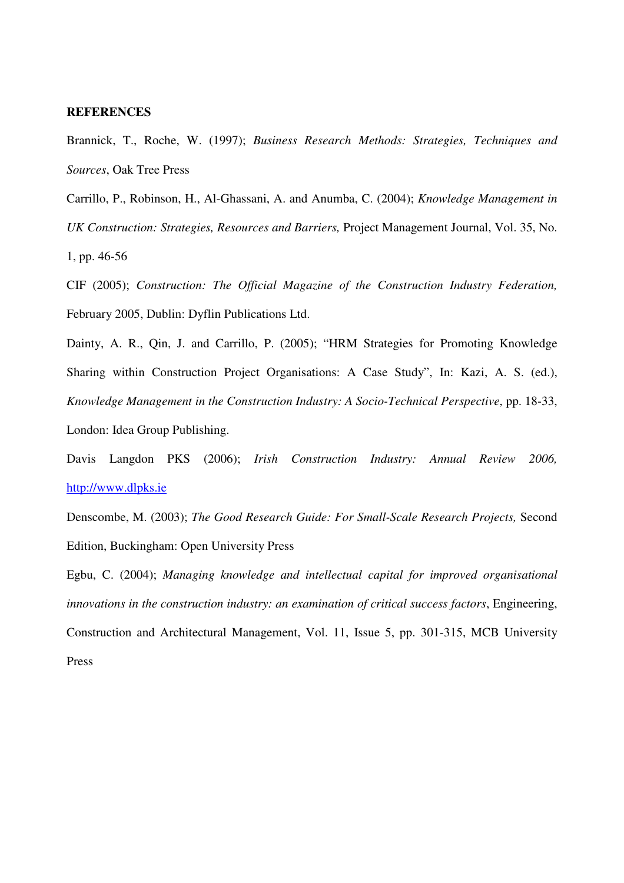**REFERENCES**

Brannick, T., Roche, W. (1997); *Business Research Methods: Strategies, Techniques and Sources*, Oak Tree Press

Carrillo, P., Robinson, H., Al-Ghassani, A. and Anumba, C. (2004); *Knowledge Management in UK Construction: Strategies, Resources and Barriers,* Project Management Journal, Vol. 35, No. 1, pp. 46-56

CIF (2005); *Construction: The Official Magazine of the Construction Industry Federation,* February 2005, Dublin: Dyflin Publications Ltd.

Dainty, A. R., Qin, J. and Carrillo, P. (2005); "HRM Strategies for Promoting Knowledge Sharing within Construction Project Organisations: A Case Study", In: Kazi, A. S. (ed.), *Knowledge Management in the Construction Industry: A Socio-Technical Perspective*, pp. 18-33, London: Idea Group Publishing.

Davis Langdon PKS (2006); *Irish Construction Industry: Annual Review 2006,* http://www.dlpks.ie

Denscombe, M. (2003); *The Good Research Guide: For Small-Scale Research Projects,* Second Edition, Buckingham: Open University Press

Egbu, C. (2004); *Managing knowledge and intellectual capital for improved organisational innovations in the construction industry: an examination of critical success factors*, Engineering, Construction and Architectural Management, Vol. 11, Issue 5, pp. 301-315, MCB University Press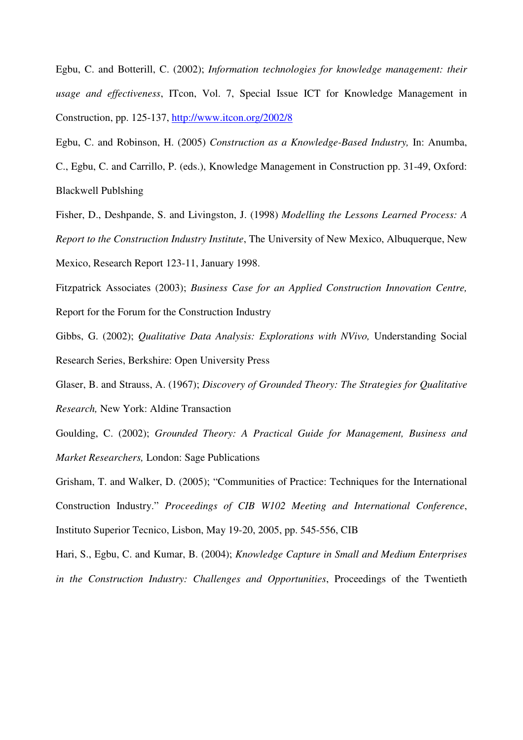Egbu, C. and Botterill, C. (2002); *Information technologies for knowledge management: their usage and effectiveness*, ITcon, Vol. 7, Special Issue ICT for Knowledge Management in Construction, pp. 125-137, http://www.itcon.org/2002/8

Egbu, C. and Robinson, H. (2005) *Construction as a Knowledge-Based Industry,* In: Anumba, C., Egbu, C. and Carrillo, P. (eds.), Knowledge Management in Construction pp. 31-49, Oxford: Blackwell Publshing

Fisher, D., Deshpande, S. and Livingston, J. (1998) *Modelling the Lessons Learned Process: A Report to the Construction Industry Institute*, The University of New Mexico, Albuquerque, New Mexico, Research Report 123-11, January 1998.

Fitzpatrick Associates (2003); *Business Case for an Applied Construction Innovation Centre,* Report for the Forum for the Construction Industry

Gibbs, G. (2002); *Qualitative Data Analysis: Explorations with NVivo,* Understanding Social Research Series, Berkshire: Open University Press

Glaser, B. and Strauss, A. (1967); *Discovery of Grounded Theory: The Strategies for Qualitative Research,* New York: Aldine Transaction

Goulding, C. (2002); *Grounded Theory: A Practical Guide for Management, Business and Market Researchers,* London: Sage Publications

Grisham, T. and Walker, D. (2005); "Communities of Practice: Techniques for the International Construction Industry." *Proceedings of CIB W102 Meeting and International Conference*, Instituto Superior Tecnico, Lisbon, May 19-20, 2005, pp. 545-556, CIB

Hari, S., Egbu, C. and Kumar, B. (2004); *Knowledge Capture in Small and Medium Enterprises in the Construction Industry: Challenges and Opportunities*, Proceedings of the Twentieth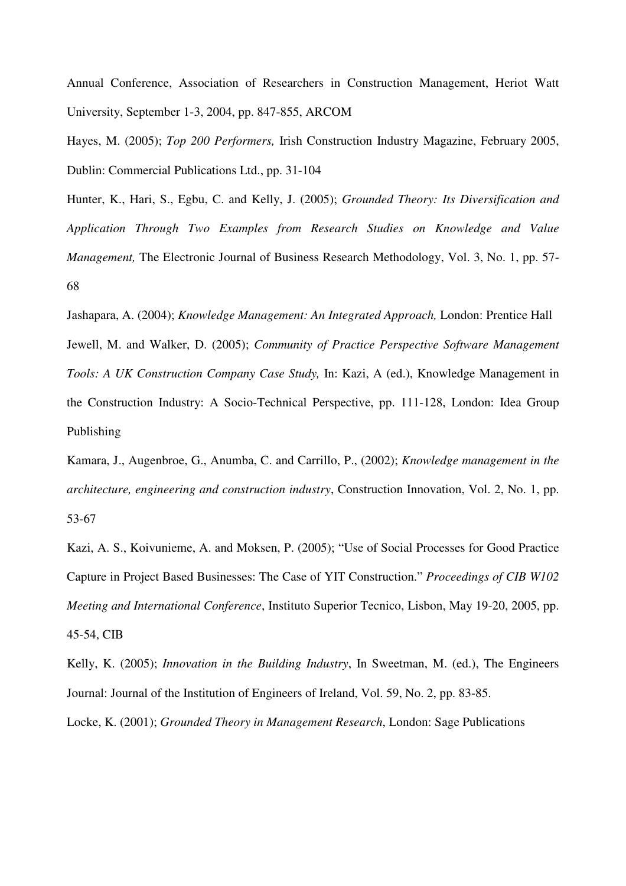Annual Conference, Association of Researchers in Construction Management, Heriot Watt University, September 1-3, 2004, pp. 847-855, ARCOM

Hayes, M. (2005); *Top 200 Performers,* Irish Construction Industry Magazine, February 2005, Dublin: Commercial Publications Ltd., pp. 31-104

Hunter, K., Hari, S., Egbu, C. and Kelly, J. (2005); *Grounded Theory: Its Diversification and Application Through Two Examples from Research Studies on Knowledge and Value Management,* The Electronic Journal of Business Research Methodology, Vol. 3, No. 1, pp. 57-68

Jashapara, A. (2004); *Knowledge Management: An Integrated Approach,* London: Prentice Hall

Jewell, M. and Walker, D. (2005); *Community of Practice Perspective Software Management Tools: A UK Construction Company Case Study,* In: Kazi, A (ed.), Knowledge Management in the Construction Industry: A Socio-Technical Perspective, pp. 111-128, London: Idea Group Publishing

Kamara, J., Augenbroe, G., Anumba, C. and Carrillo, P., (2002); *Knowledge management in the architecture, engineering and construction industry*, Construction Innovation, Vol. 2, No. 1, pp. 53-67

Kazi, A. S., Koivunieme, A. and Moksen, P. (2005); "Use of Social Processes for Good Practice Capture in Project Based Businesses: The Case of YIT Construction." *Proceedings of CIB W102 Meeting and International Conference*, Instituto Superior Tecnico, Lisbon, May 19-20, 2005, pp. 45-54, CIB

Kelly, K. (2005); *Innovation in the Building Industry*, In Sweetman, M. (ed.), The Engineers Journal: Journal of the Institution of Engineers of Ireland, Vol. 59, No. 2, pp. 83-85.

Locke, K. (2001); *Grounded Theory in Management Research*, London: Sage Publications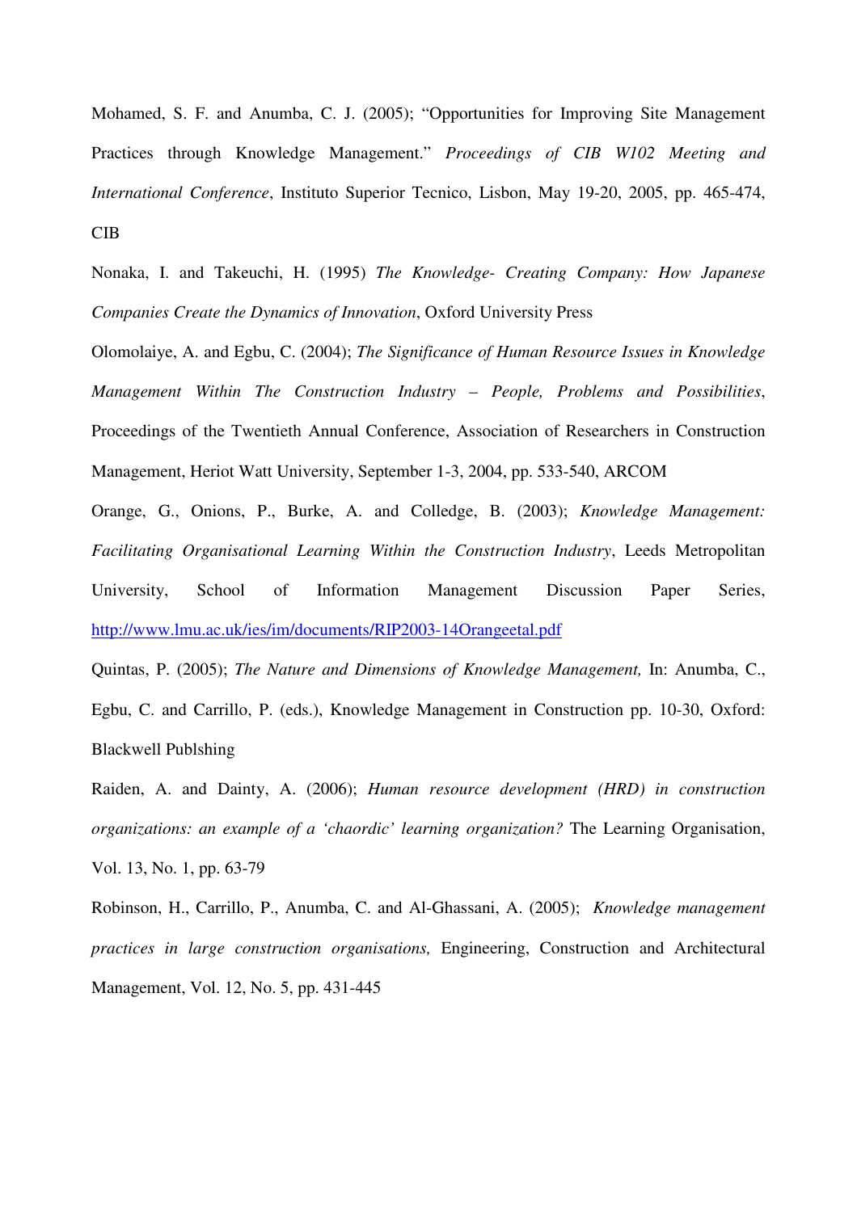Mohamed, S. F. and Anumba, C. J. (2005); "Opportunities for Improving Site Management Practices through Knowledge Management." *Proceedings of CIB W102 Meeting and International Conference*, Instituto Superior Tecnico, Lisbon, May 19-20, 2005, pp. 465-474, CIB

Nonaka, I. and Takeuchi, H. (1995) *The Knowledge- Creating Company: How Japanese Companies Create the Dynamics of Innovation*, Oxford University Press

Olomolaiye, A. and Egbu, C. (2004); *The Significance of Human Resource Issues in Knowledge Management Within The Construction Industry – People, Problems and Possibilities*, Proceedings of the Twentieth Annual Conference, Association of Researchers in Construction Management, Heriot Watt University, September 1-3, 2004, pp. 533-540, ARCOM

Orange, G., Onions, P., Burke, A. and Colledge, B. (2003); *Knowledge Management: Facilitating Organisational Learning Within the Construction Industry*, Leeds Metropolitan University, School of Information Management Discussion Paper Series, http://www.lmu.ac.uk/ies/im/documents/RIP2003-14Orangeetal.pdf

Quintas, P. (2005); *The Nature and Dimensions of Knowledge Management,* In: Anumba, C., Egbu, C. and Carrillo, P. (eds.), Knowledge Management in Construction pp. 10-30, Oxford: Blackwell Publshing

Raiden, A. and Dainty, A. (2006); *Human resource development (HRD) in construction organizations: an example of a 'chaordic' learning organization?* The Learning Organisation, Vol. 13, No. 1, pp. 63-79

Robinson, H., Carrillo, P., Anumba, C. and Al-Ghassani, A. (2005); *Knowledge management practices in large construction organisations,* Engineering, Construction and Architectural Management, Vol. 12, No. 5, pp. 431-445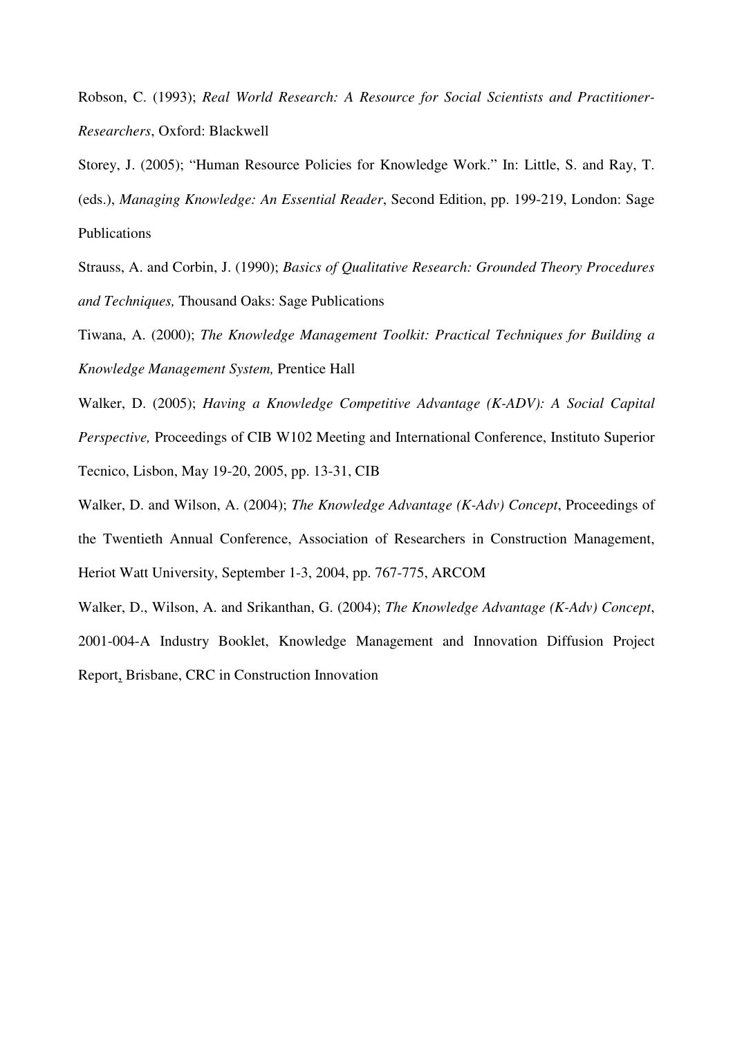Robson, C. (1993); *Real World Research: A Resource for Social Scientists and Practitioner-Researchers*, Oxford: Blackwell

Storey, J. (2005); "Human Resource Policies for Knowledge Work." In: Little, S. and Ray, T. (eds.), *Managing Knowledge: An Essential Reader*, Second Edition, pp. 199-219, London: Sage Publications

Strauss, A. and Corbin, J. (1990); *Basics of Qualitative Research: Grounded Theory Procedures and Techniques,* Thousand Oaks: Sage Publications

Tiwana, A. (2000); *The Knowledge Management Toolkit: Practical Techniques for Building a Knowledge Management System,* Prentice Hall

Walker, D. (2005); *Having a Knowledge Competitive Advantage (K-ADV): A Social Capital Perspective,* Proceedings of CIB W102 Meeting and International Conference, Instituto Superior Tecnico, Lisbon, May 19-20, 2005, pp. 13-31, CIB

Walker, D. and Wilson, A. (2004); *The Knowledge Advantage (K-Adv) Concept*, Proceedings of the Twentieth Annual Conference, Association of Researchers in Construction Management, Heriot Watt University, September 1-3, 2004, pp. 767-775, ARCOM

Walker, D., Wilson, A. and Srikanthan, G. (2004); *The Knowledge Advantage (K-Adv) Concept*, 2001-004-A Industry Booklet, Knowledge Management and Innovation Diffusion Project Report, Brisbane, CRC in Construction Innovation